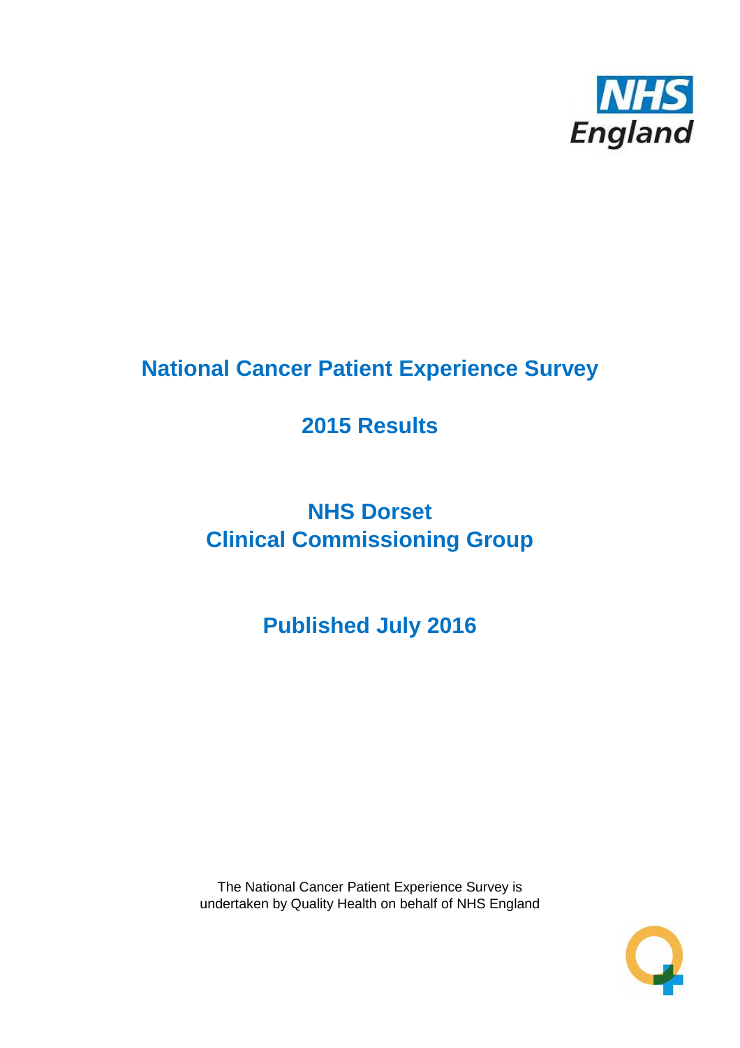NHS England

# National Cancer Patient Experience Survey

## 2015 Results

## NHS Dorset Clinical Commissioning Group

## Published July 2016

The National Cancer Patient Experience Survey is undertaken by Quality Health on behalf of NHS England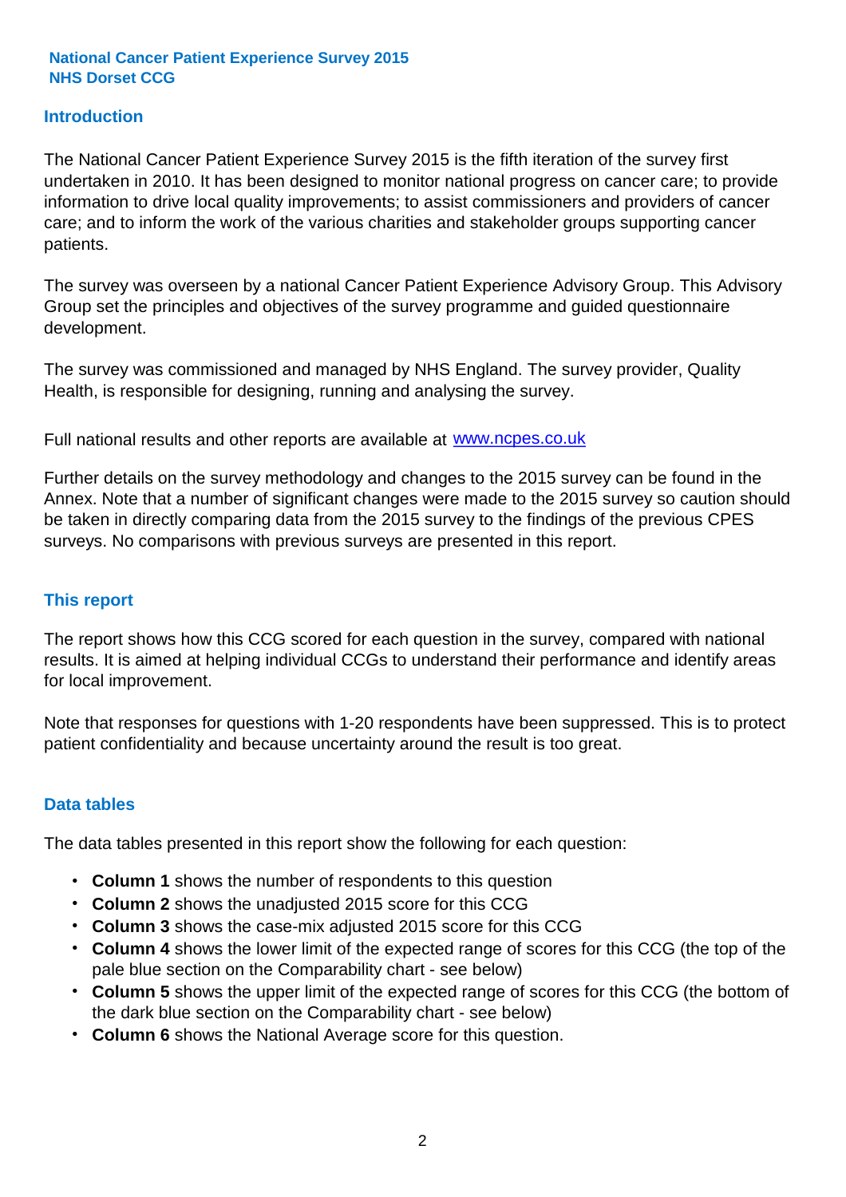**National Cancer Patient Experience Survey 2015**
**NHS Dorset CCG**

## Introduction

The National Cancer Patient Experience Survey 2015 is the fifth iteration of the survey first undertaken in 2010. It has been designed to monitor national progress on cancer care; to provide information to drive local quality improvements; to assist commissioners and providers of cancer care; and to inform the work of the various charities and stakeholder groups supporting cancer patients.

The survey was overseen by a national Cancer Patient Experience Advisory Group. This Advisory Group set the principles and objectives of the survey programme and guided questionnaire development.

The survey was commissioned and managed by NHS England. The survey provider, Quality Health, is responsible for designing, running and analysing the survey.

Full national results and other reports are available at www.ncpes.co.uk

Further details on the survey methodology and changes to the 2015 survey can be found in the Annex. Note that a number of significant changes were made to the 2015 survey so caution should be taken in directly comparing data from the 2015 survey to the findings of the previous CPES surveys. No comparisons with previous surveys are presented in this report.

## This report

The report shows how this CCG scored for each question in the survey, compared with national results. It is aimed at helping individual CCGs to understand their performance and identify areas for local improvement.

Note that responses for questions with 1-20 respondents have been suppressed. This is to protect patient confidentiality and because uncertainty around the result is too great.

## Data tables

The data tables presented in this report show the following for each question:

- **Column 1** shows the number of respondents to this question
- **Column 2** shows the unadjusted 2015 score for this CCG
- **Column 3** shows the case-mix adjusted 2015 score for this CCG
- **Column 4** shows the lower limit of the expected range of scores for this CCG (the top of the pale blue section on the Comparability chart - see below)
- **Column 5** shows the upper limit of the expected range of scores for this CCG (the bottom of the dark blue section on the Comparability chart - see below)
- **Column 6** shows the National Average score for this question.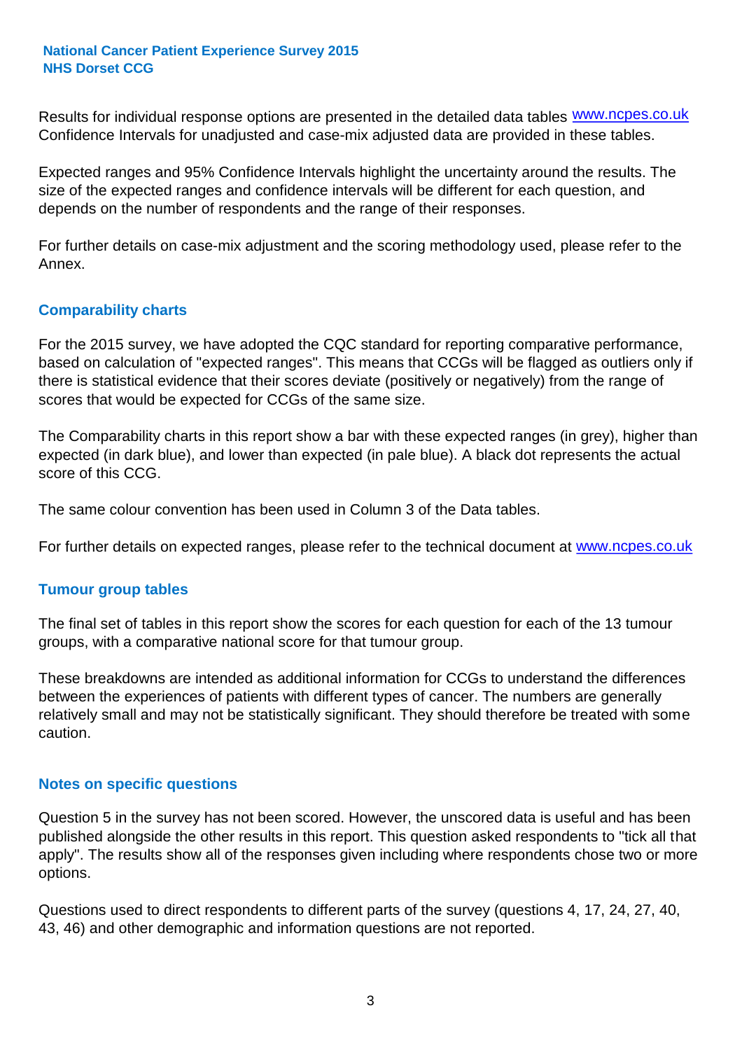Results for individual response options are presented in the detailed data tables www.ncpes.co.uk Confidence Intervals for unadjusted and case-mix adjusted data are provided in these tables.

Expected ranges and 95% Confidence Intervals highlight the uncertainty around the results. The size of the expected ranges and confidence intervals will be different for each question, and depends on the number of respondents and the range of their responses.

For further details on case-mix adjustment and the scoring methodology used, please refer to the Annex.

## Comparability charts

For the 2015 survey, we have adopted the CQC standard for reporting comparative performance, based on calculation of "expected ranges". This means that CCGs will be flagged as outliers only if there is statistical evidence that their scores deviate (positively or negatively) from the range of scores that would be expected for CCGs of the same size.

The Comparability charts in this report show a bar with these expected ranges (in grey), higher than expected (in dark blue), and lower than expected (in pale blue). A black dot represents the actual score of this CCG.

The same colour convention has been used in Column 3 of the Data tables.

For further details on expected ranges, please refer to the technical document at www.ncpes.co.uk

## Tumour group tables

The final set of tables in this report show the scores for each question for each of the 13 tumour groups, with a comparative national score for that tumour group.

These breakdowns are intended as additional information for CCGs to understand the differences between the experiences of patients with different types of cancer. The numbers are generally relatively small and may not be statistically significant. They should therefore be treated with some caution.

## Notes on specific questions

Question 5 in the survey has not been scored. However, the unscored data is useful and has been published alongside the other results in this report. This question asked respondents to "tick all that apply". The results show all of the responses given including where respondents chose two or more options.

Questions used to direct respondents to different parts of the survey (questions 4, 17, 24, 27, 40, 43, 46) and other demographic and information questions are not reported.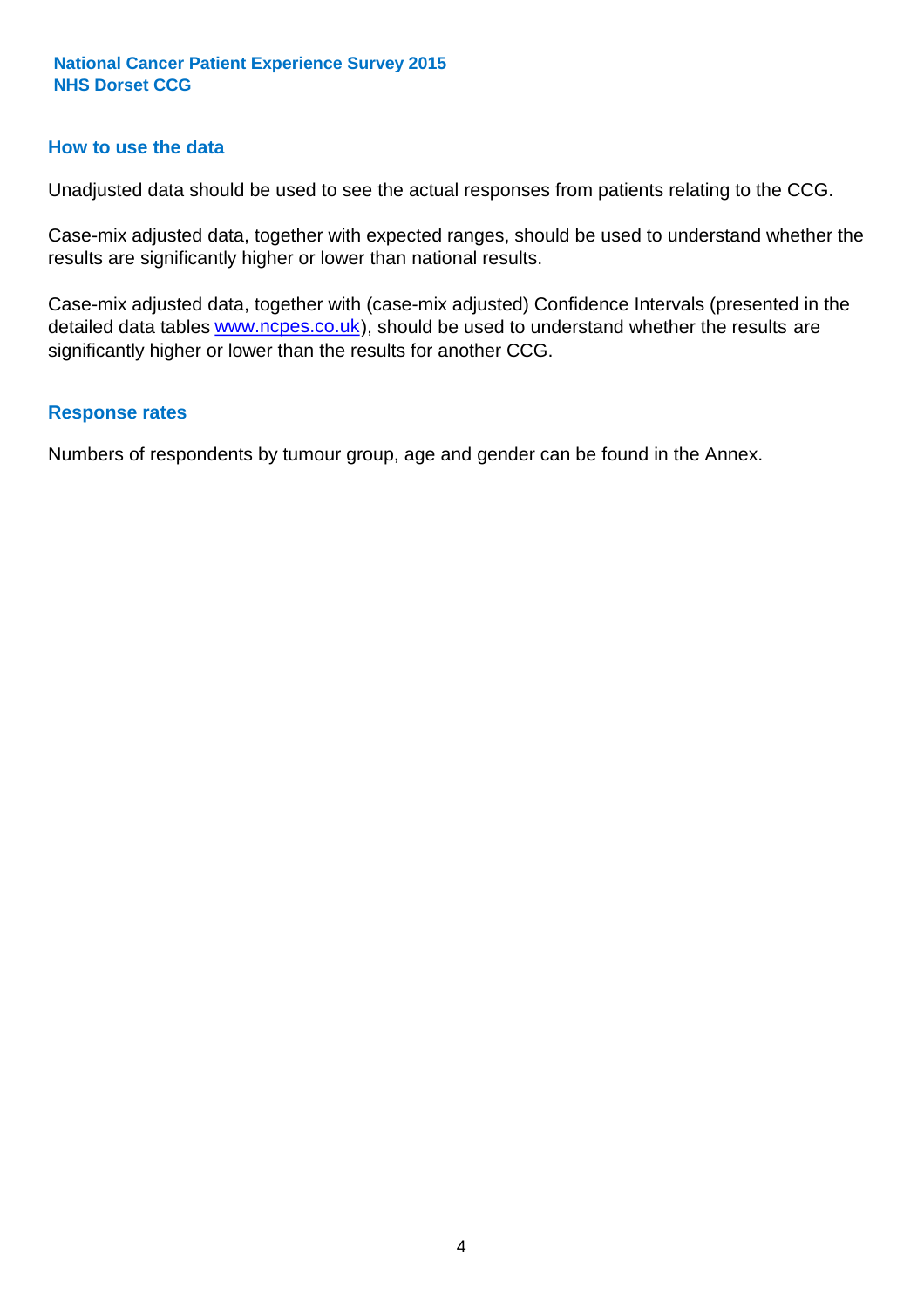## How to use the data

Unadjusted data should be used to see the actual responses from patients relating to the CCG.

Case-mix adjusted data, together with expected ranges, should be used to understand whether the results are significantly higher or lower than national results.

Case-mix adjusted data, together with (case-mix adjusted) Confidence Intervals (presented in the detailed data tables www.ncpes.co.uk), should be used to understand whether the results are significantly higher or lower than the results for another CCG.

## Response rates

Numbers of respondents by tumour group, age and gender can be found in the Annex.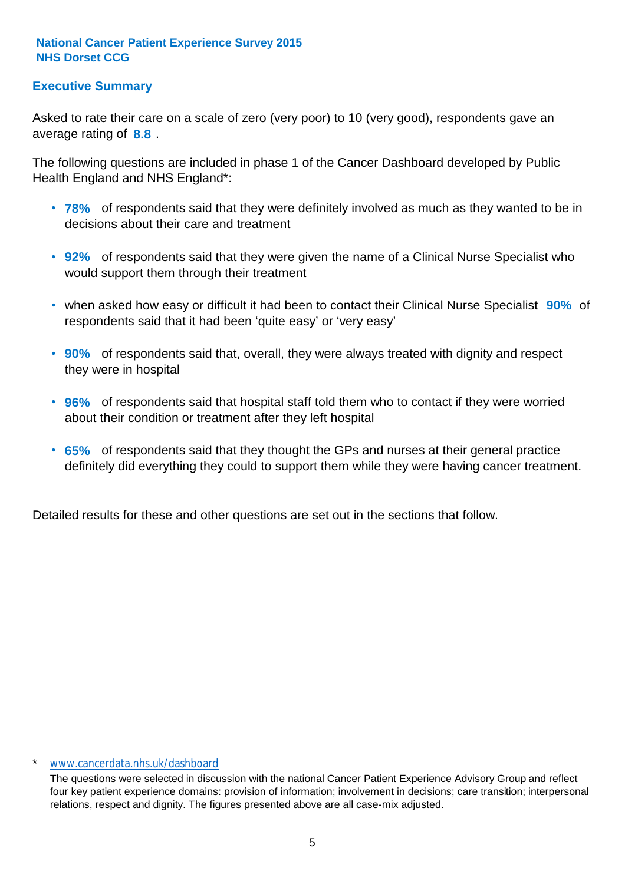**National Cancer Patient Experience Survey 2015**
**NHS Dorset CCG**

## Executive Summary

Asked to rate their care on a scale of zero (very poor) to 10 (very good), respondents gave an average rating of **8.8** .

The following questions are included in phase 1 of the Cancer Dashboard developed by Public Health England and NHS England*:

- **78%** of respondents said that they were definitely involved as much as they wanted to be in decisions about their care and treatment
- **92%** of respondents said that they were given the name of a Clinical Nurse Specialist who would support them through their treatment
- when asked how easy or difficult it had been to contact their Clinical Nurse Specialist **90%** of respondents said that it had been 'quite easy' or 'very easy'
- **90%** of respondents said that, overall, they were always treated with dignity and respect they were in hospital
- **96%** of respondents said that hospital staff told them who to contact if they were worried about their condition or treatment after they left hospital
- **65%** of respondents said that they thought the GPs and nurses at their general practice definitely did everything they could to support them while they were having cancer treatment.

Detailed results for these and other questions are set out in the sections that follow.

\* www.cancerdata.nhs.uk/dashboard

The questions were selected in discussion with the national Cancer Patient Experience Advisory Group and reflect four key patient experience domains: provision of information; involvement in decisions; care transition; interpersonal relations, respect and dignity. The figures presented above are all case-mix adjusted.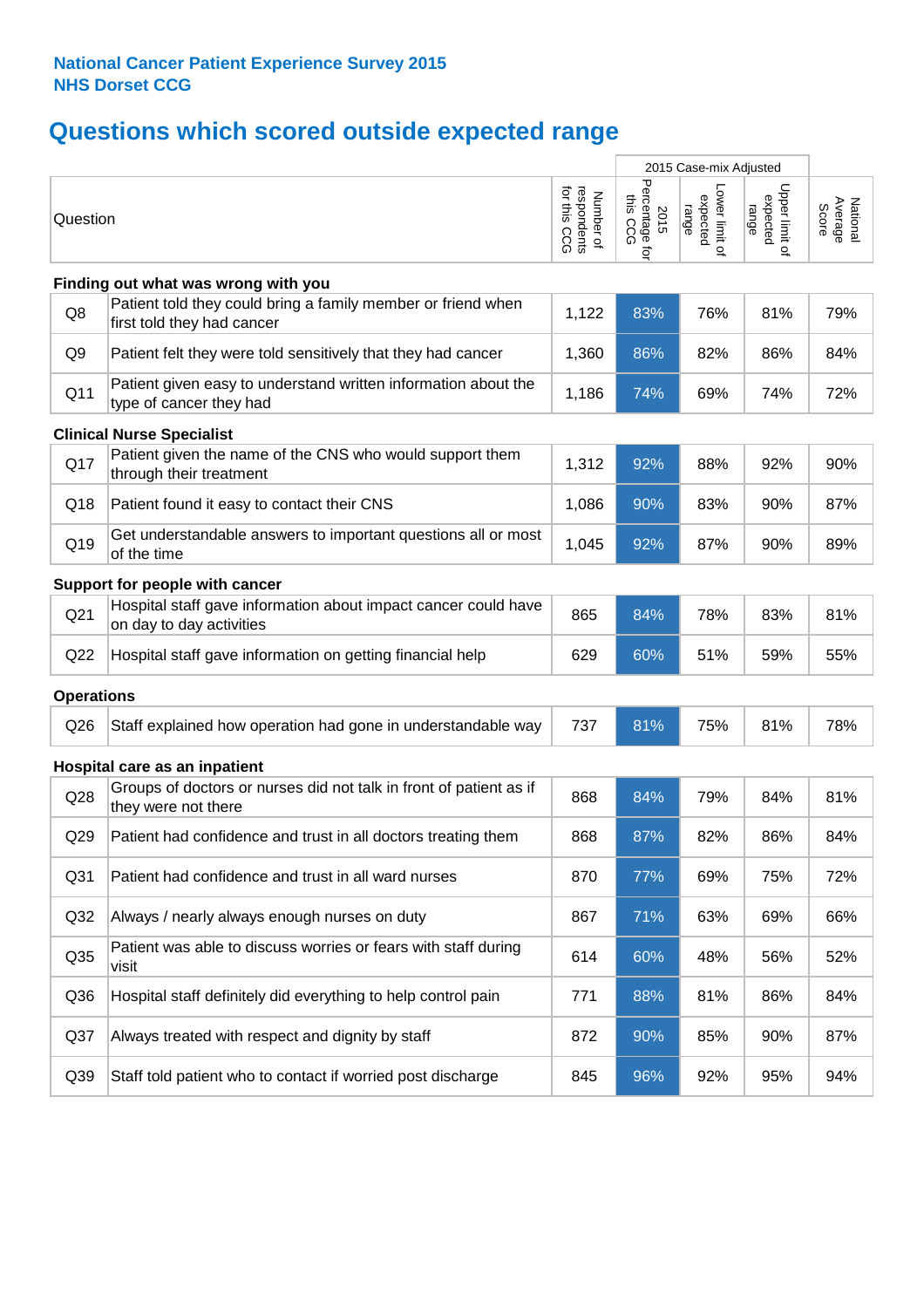**National Cancer Patient Experience Survey 2015**
**NHS Dorset CCG**

# Questions which scored outside expected range

| | Question | Number of respondents for this CCG | 2015 Case-mix Adjusted | | | National Average Score |
|---|---|---|---|---|---|---|
| | | | 2015 Percentage for this CCG | Lower limit of expected range | Upper limit of expected range | |
| **Finding out what was wrong with you** | | | | | | |
| Q8 | Patient told they could bring a family member or friend when first told they had cancer | 1,122 | 83% | 76% | 81% | 79% |
| Q9 | Patient felt they were told sensitively that they had cancer | 1,360 | 86% | 82% | 86% | 84% |
| Q11 | Patient given easy to understand written information about the type of cancer they had | 1,186 | 74% | 69% | 74% | 72% |
| **Clinical Nurse Specialist** | | | | | | |
| Q17 | Patient given the name of the CNS who would support them through their treatment | 1,312 | 92% | 88% | 92% | 90% |
| Q18 | Patient found it easy to contact their CNS | 1,086 | 90% | 83% | 90% | 87% |
| Q19 | Get understandable answers to important questions all or most of the time | 1,045 | 92% | 87% | 90% | 89% |
| **Support for people with cancer** | | | | | | |
| Q21 | Hospital staff gave information about impact cancer could have on day to day activities | 865 | 84% | 78% | 83% | 81% |
| Q22 | Hospital staff gave information on getting financial help | 629 | 60% | 51% | 59% | 55% |
| **Operations** | | | | | | |
| Q26 | Staff explained how operation had gone in understandable way | 737 | 81% | 75% | 81% | 78% |
| **Hospital care as an inpatient** | | | | | | |
| Q28 | Groups of doctors or nurses did not talk in front of patient as if they were not there | 868 | 84% | 79% | 84% | 81% |
| Q29 | Patient had confidence and trust in all doctors treating them | 868 | 87% | 82% | 86% | 84% |
| Q31 | Patient had confidence and trust in all ward nurses | 870 | 77% | 69% | 75% | 72% |
| Q32 | Always / nearly always enough nurses on duty | 867 | 71% | 63% | 69% | 66% |
| Q35 | Patient was able to discuss worries or fears with staff during visit | 614 | 60% | 48% | 56% | 52% |
| Q36 | Hospital staff definitely did everything to help control pain | 771 | 88% | 81% | 86% | 84% |
| Q37 | Always treated with respect and dignity by staff | 872 | 90% | 85% | 90% | 87% |
| Q39 | Staff told patient who to contact if worried post discharge | 845 | 96% | 92% | 95% | 94% |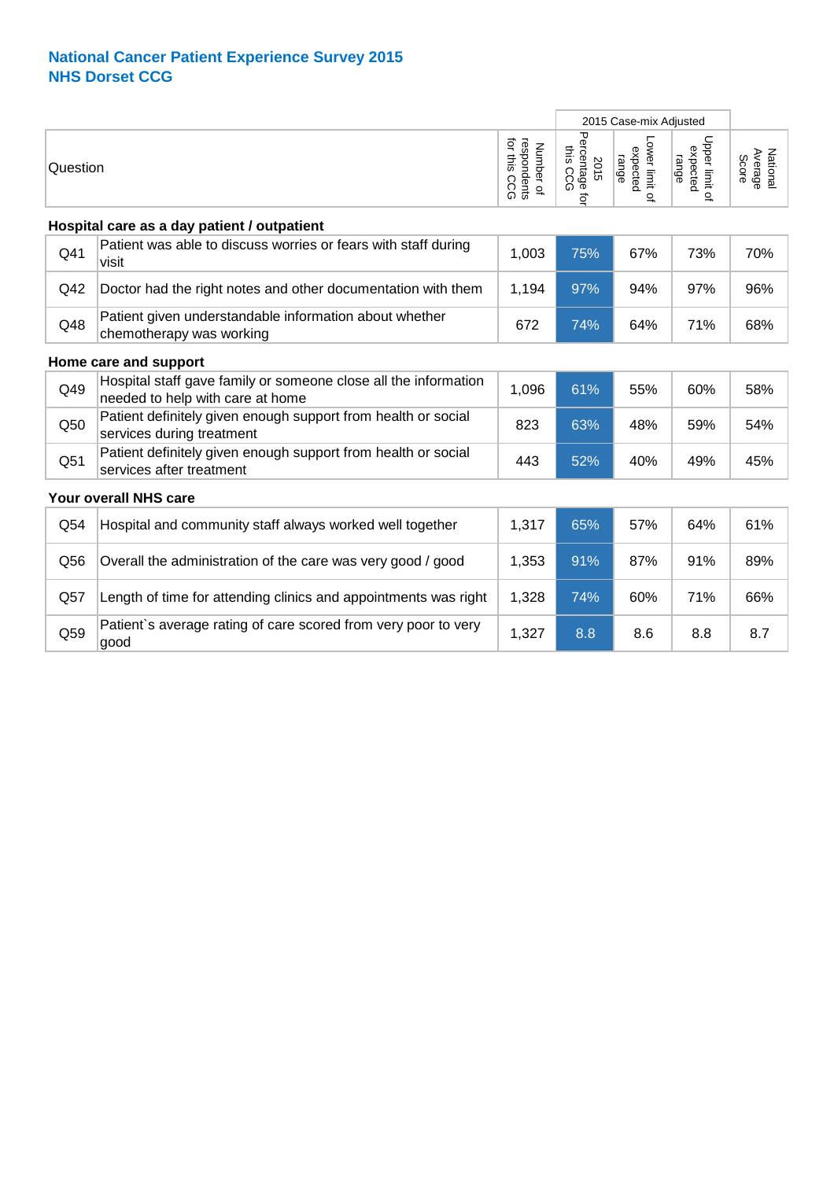# National Cancer Patient Experience Survey 2015
## NHS Dorset CCG

| | Question | Number of respondents for this CCG | 2015 Case-mix Adjusted | | | National Average Score |
|---|---|---|---|---|---|---|
| | | | 2015 Percentage for this CCG | Lower limit of expected range | Upper limit of expected range | |
| **Hospital care as a day patient / outpatient** | | | | | | |
| Q41 | Patient was able to discuss worries or fears with staff during visit | 1,003 | 75% | 67% | 73% | 70% |
| Q42 | Doctor had the right notes and other documentation with them | 1,194 | 97% | 94% | 97% | 96% |
| Q48 | Patient given understandable information about whether chemotherapy was working | 672 | 74% | 64% | 71% | 68% |
| **Home care and support** | | | | | | |
| Q49 | Hospital staff gave family or someone close all the information needed to help with care at home | 1,096 | 61% | 55% | 60% | 58% |
| Q50 | Patient definitely given enough support from health or social services during treatment | 823 | 63% | 48% | 59% | 54% |
| Q51 | Patient definitely given enough support from health or social services after treatment | 443 | 52% | 40% | 49% | 45% |
| **Your overall NHS care** | | | | | | |
| Q54 | Hospital and community staff always worked well together | 1,317 | 65% | 57% | 64% | 61% |
| Q56 | Overall the administration of the care was very good / good | 1,353 | 91% | 87% | 91% | 89% |
| Q57 | Length of time for attending clinics and appointments was right | 1,328 | 74% | 60% | 71% | 66% |
| Q59 | Patient`s average rating of care scored from very poor to very good | 1,327 | 8.8 | 8.6 | 8.8 | 8.7 |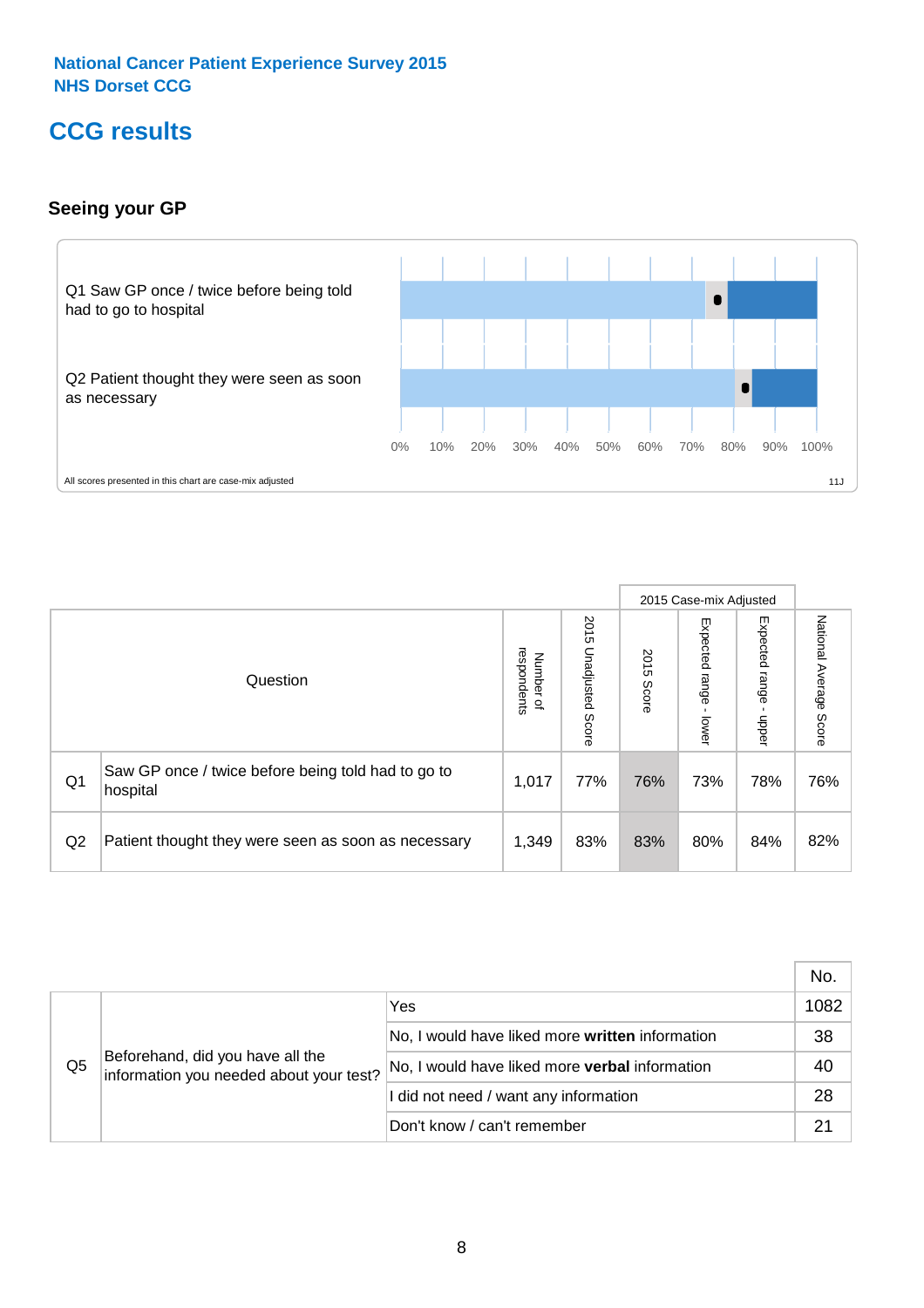National Cancer Patient Experience Survey 2015
NHS Dorset CCG

# CCG results

## Seeing your GP

Q1 Saw GP once / twice before being told had to go to hospital

Q2 Patient thought they were seen as soon as necessary

0% 10% 20% 30% 40% 50% 60% 70% 80% 90% 100%

All scores presented in this chart are case-mix adjusted

11J

| | Question | Number of respondents | 2015 Unadjusted Score | 2015 Case-mix Adjusted: 2015 Score | 2015 Case-mix Adjusted: Expected range - lower | 2015 Case-mix Adjusted: Expected range - upper | National Average Score |
|---|---|---|---|---|---|---|---|
| Q1 | Saw GP once / twice before being told had to go to hospital | 1,017 | 77% | 76% | 73% | 78% | 76% |
| Q2 | Patient thought they were seen as soon as necessary | 1,349 | 83% | 83% | 80% | 84% | 82% |

| | | | No. |
|---|---|---|---|
| Q5 | Beforehand, did you have all the information you needed about your test? | Yes | 1082 |
| | | No, I would have liked more **written** information | 38 |
| | | No, I would have liked more **verbal** information | 40 |
| | | I did not need / want any information | 28 |
| | | Don't know / can't remember | 21 |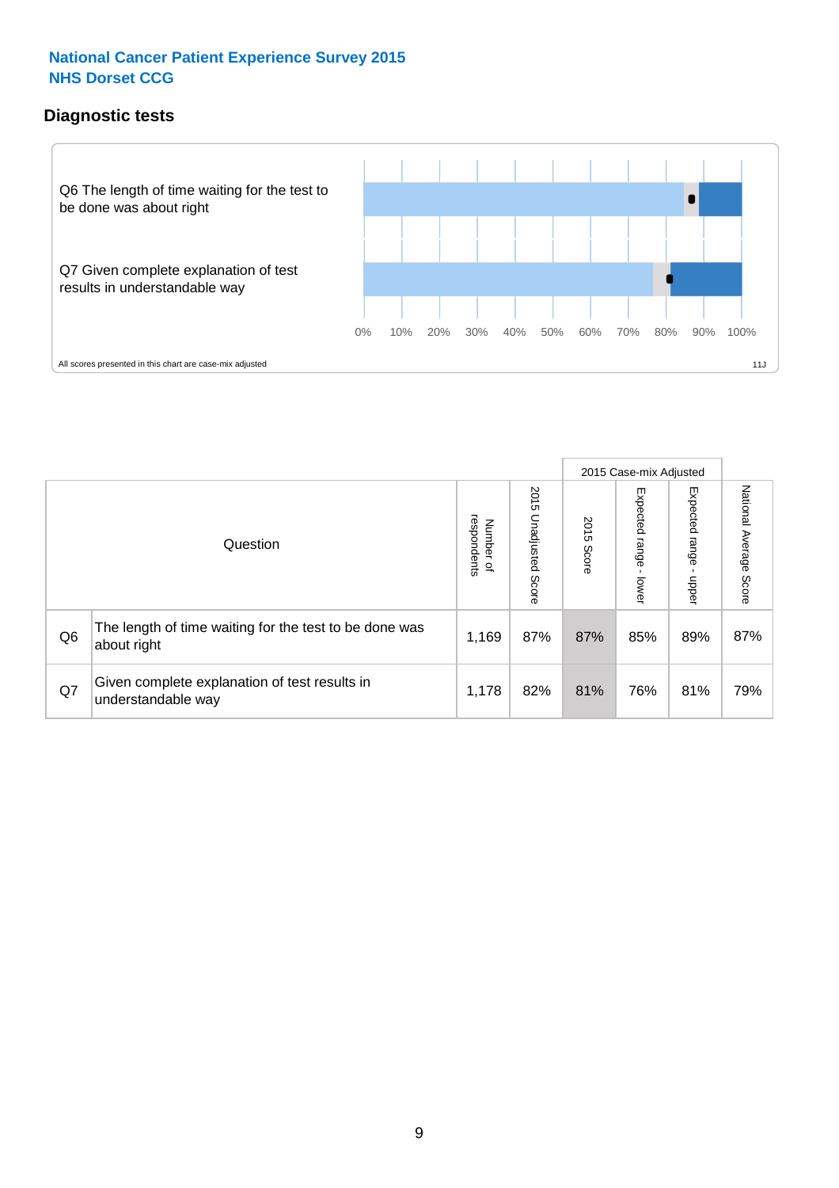National Cancer Patient Experience Survey 2015
NHS Dorset CCG

## Diagnostic tests

Q6 The length of time waiting for the test to be done was about right

Q7 Given complete explanation of test results in understandable way

0% 10% 20% 30% 40% 50% 60% 70% 80% 90% 100%

All scores presented in this chart are case-mix adjusted

11J

| Question | | Number of respondents | 2015 Unadjusted Score | 2015 Case-mix Adjusted: 2015 Score | 2015 Case-mix Adjusted: Expected range - lower | 2015 Case-mix Adjusted: Expected range - upper | National Average Score |
|---|---|---|---|---|---|---|---|
| Q6 | The length of time waiting for the test to be done was about right | 1,169 | 87% | 87% | 85% | 89% | 87% |
| Q7 | Given complete explanation of test results in understandable way | 1,178 | 82% | 81% | 76% | 81% | 79% |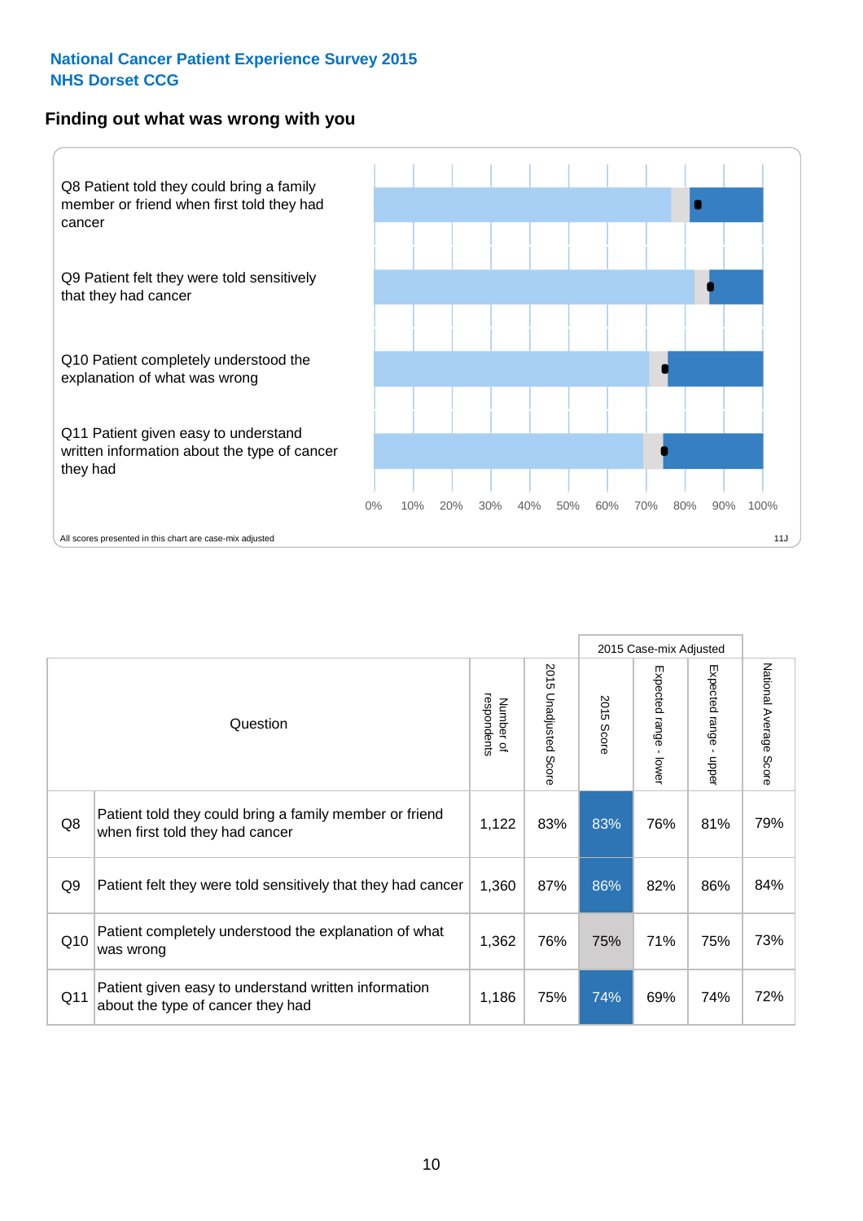National Cancer Patient Experience Survey 2015
NHS Dorset CCG

## Finding out what was wrong with you

Q8 Patient told they could bring a family member or friend when first told they had cancer

Q9 Patient felt they were told sensitively that they had cancer

Q10 Patient completely understood the explanation of what was wrong

Q11 Patient given easy to understand written information about the type of cancer they had

0% 10% 20% 30% 40% 50% 60% 70% 80% 90% 100%

All scores presented in this chart are case-mix adjusted

11J

| | Question | Number of respondents | 2015 Unadjusted Score | 2015 Case-mix Adjusted | | | National Average Score |
|---|---|---|---|---|---|---|---|
| | | | | 2015 Score | Expected range - lower | Expected range - upper | |
| Q8 | Patient told they could bring a family member or friend when first told they had cancer | 1,122 | 83% | 83% | 76% | 81% | 79% |
| Q9 | Patient felt they were told sensitively that they had cancer | 1,360 | 87% | 86% | 82% | 86% | 84% |
| Q10 | Patient completely understood the explanation of what was wrong | 1,362 | 76% | 75% | 71% | 75% | 73% |
| Q11 | Patient given easy to understand written information about the type of cancer they had | 1,186 | 75% | 74% | 69% | 74% | 72% |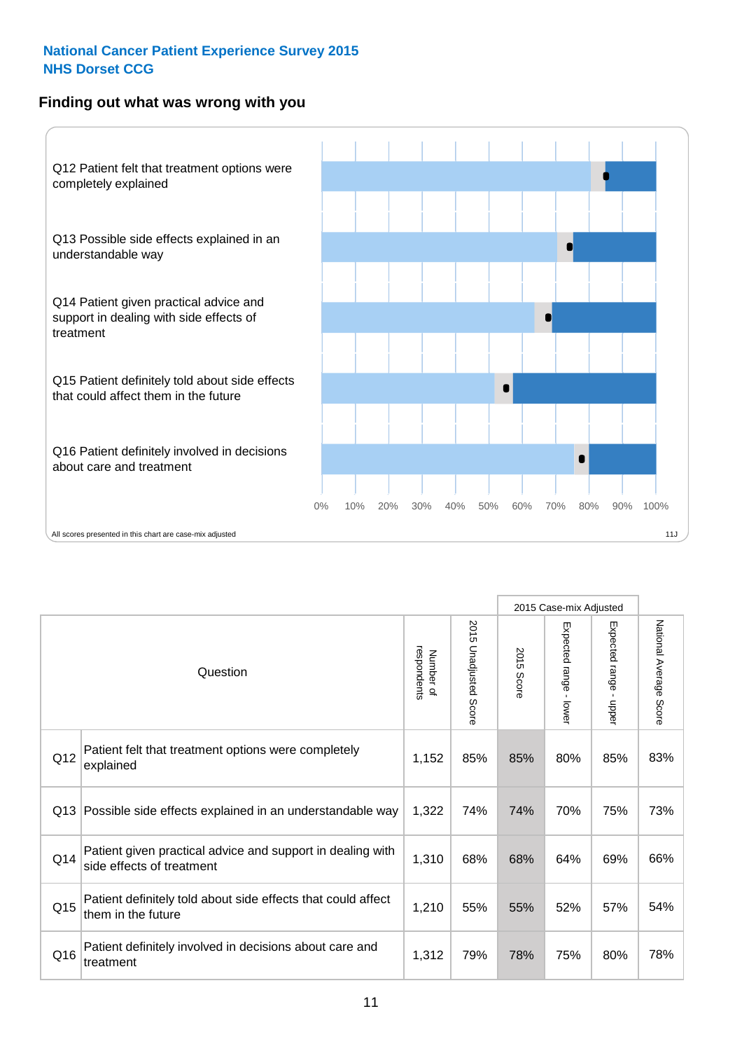**National Cancer Patient Experience Survey 2015**
**NHS Dorset CCG**

### Finding out what was wrong with you

Q12 Patient felt that treatment options were completely explained

Q13 Possible side effects explained in an understandable way

Q14 Patient given practical advice and support in dealing with side effects of treatment

Q15 Patient definitely told about side effects that could affect them in the future

Q16 Patient definitely involved in decisions about care and treatment

0% 10% 20% 30% 40% 50% 60% 70% 80% 90% 100%

All scores presented in this chart are case-mix adjusted

11J

| | Question | Number of respondents | 2015 Unadjusted Score | 2015 Case-mix Adjusted 2015 Score | 2015 Case-mix Adjusted Expected range - lower | 2015 Case-mix Adjusted Expected range - upper | National Average Score |
|---|---|---|---|---|---|---|---|
| Q12 | Patient felt that treatment options were completely explained | 1,152 | 85% | 85% | 80% | 85% | 83% |
| Q13 | Possible side effects explained in an understandable way | 1,322 | 74% | 74% | 70% | 75% | 73% |
| Q14 | Patient given practical advice and support in dealing with side effects of treatment | 1,310 | 68% | 68% | 64% | 69% | 66% |
| Q15 | Patient definitely told about side effects that could affect them in the future | 1,210 | 55% | 55% | 52% | 57% | 54% |
| Q16 | Patient definitely involved in decisions about care and treatment | 1,312 | 79% | 78% | 75% | 80% | 78% |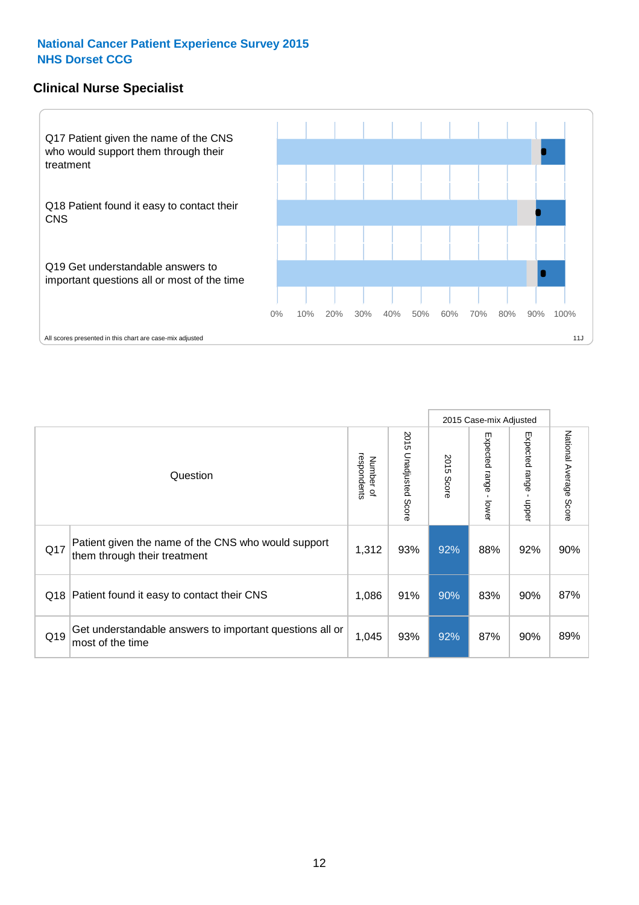National Cancer Patient Experience Survey 2015
NHS Dorset CCG

## Clinical Nurse Specialist

Q17 Patient given the name of the CNS who would support them through their treatment

Q18 Patient found it easy to contact their CNS

Q19 Get understandable answers to important questions all or most of the time

0% 10% 20% 30% 40% 50% 60% 70% 80% 90% 100%

All scores presented in this chart are case-mix adjusted

11J

| | Question | Number of respondents | 2015 Unadjusted Score | 2015 Case-mix Adjusted: 2015 Score | 2015 Case-mix Adjusted: Expected range - lower | 2015 Case-mix Adjusted: Expected range - upper | National Average Score |
|---|---|---|---|---|---|---|---|
| Q17 | Patient given the name of the CNS who would support them through their treatment | 1,312 | 93% | 92% | 88% | 92% | 90% |
| Q18 | Patient found it easy to contact their CNS | 1,086 | 91% | 90% | 83% | 90% | 87% |
| Q19 | Get understandable answers to important questions all or most of the time | 1,045 | 93% | 92% | 87% | 90% | 89% |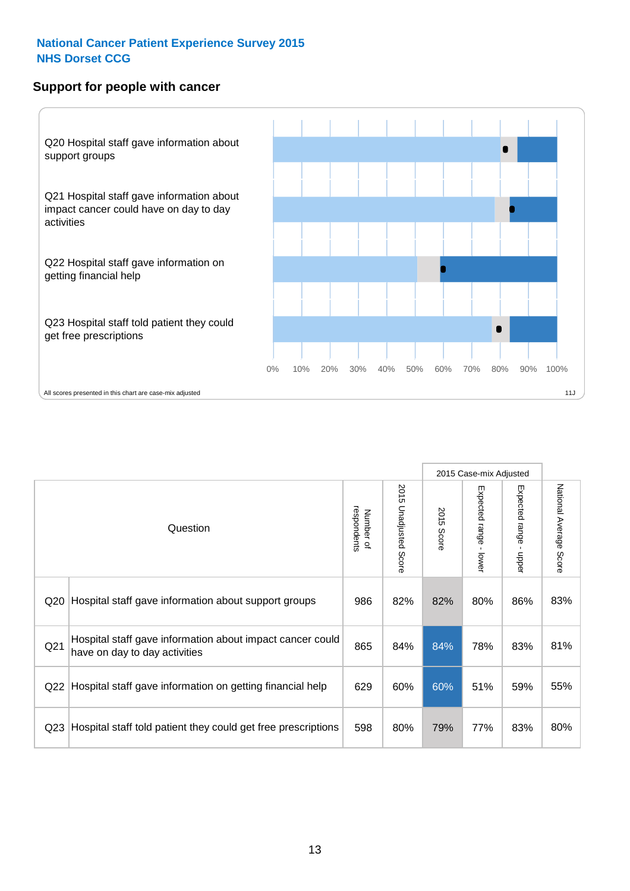National Cancer Patient Experience Survey 2015
NHS Dorset CCG

## Support for people with cancer

Q20 Hospital staff gave information about support groups

Q21 Hospital staff gave information about impact cancer could have on day to day activities

Q22 Hospital staff gave information on getting financial help

Q23 Hospital staff told patient they could get free prescriptions

0% 10% 20% 30% 40% 50% 60% 70% 80% 90% 100%

All scores presented in this chart are case-mix adjusted

11J

| Question | | Number of respondents | 2015 Unadjusted Score | 2015 Case-mix Adjusted | | | National Average Score |
|---|---|---|---|---|---|---|---|
| | | | | 2015 Score | Expected range - lower | Expected range - upper | |
| Q20 | Hospital staff gave information about support groups | 986 | 82% | 82% | 80% | 86% | 83% |
| Q21 | Hospital staff gave information about impact cancer could have on day to day activities | 865 | 84% | 84% | 78% | 83% | 81% |
| Q22 | Hospital staff gave information on getting financial help | 629 | 60% | 60% | 51% | 59% | 55% |
| Q23 | Hospital staff told patient they could get free prescriptions | 598 | 80% | 79% | 77% | 83% | 80% |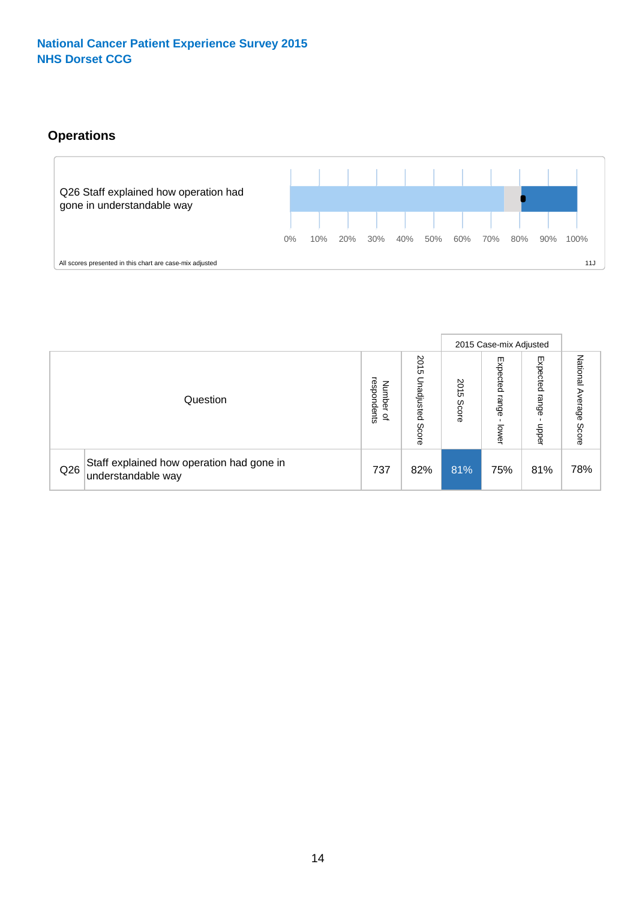National Cancer Patient Experience Survey 2015
NHS Dorset CCG

## Operations

Q26 Staff explained how operation had gone in understandable way

0% 10% 20% 30% 40% 50% 60% 70% 80% 90% 100%

All scores presented in this chart are case-mix adjusted

11J

| Question | | Number of respondents | 2015 Unadjusted Score | 2015 Case-mix Adjusted | | | National Average Score |
|---|---|---|---|---|---|---|---|
| | | | | 2015 Score | Expected range - lower | Expected range - upper | |
| Q26 | Staff explained how operation had gone in understandable way | 737 | 82% | 81% | 75% | 81% | 78% |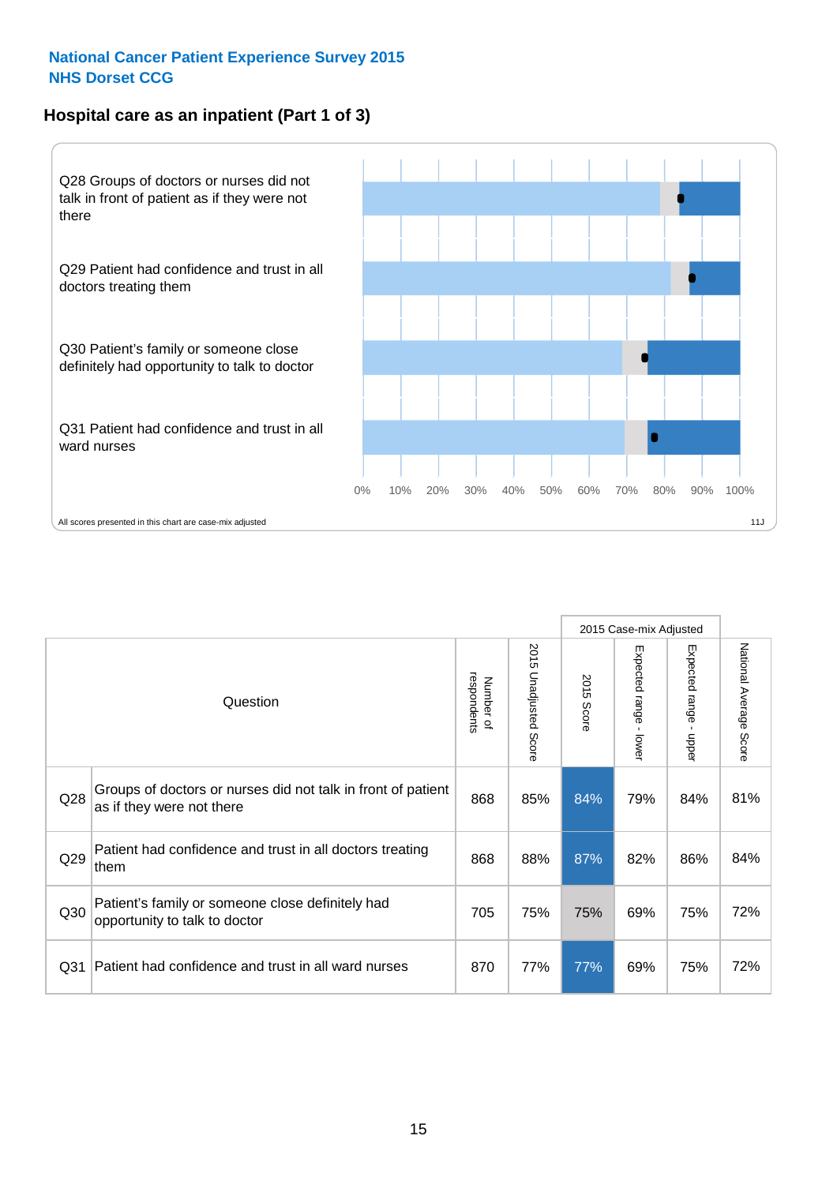National Cancer Patient Experience Survey 2015
NHS Dorset CCG

## Hospital care as an inpatient (Part 1 of 3)

Q28 Groups of doctors or nurses did not talk in front of patient as if they were not there

Q29 Patient had confidence and trust in all doctors treating them

Q30 Patient's family or someone close definitely had opportunity to talk to doctor

Q31 Patient had confidence and trust in all ward nurses

0% 10% 20% 30% 40% 50% 60% 70% 80% 90% 100%

All scores presented in this chart are case-mix adjusted

11J

| Question | | Number of respondents | 2015 Unadjusted Score | 2015 Case-mix Adjusted: 2015 Score | 2015 Case-mix Adjusted: Expected range - lower | 2015 Case-mix Adjusted: Expected range - upper | National Average Score |
|---|---|---|---|---|---|---|---|
| Q28 | Groups of doctors or nurses did not talk in front of patient as if they were not there | 868 | 85% | 84% | 79% | 84% | 81% |
| Q29 | Patient had confidence and trust in all doctors treating them | 868 | 88% | 87% | 82% | 86% | 84% |
| Q30 | Patient's family or someone close definitely had opportunity to talk to doctor | 705 | 75% | 75% | 69% | 75% | 72% |
| Q31 | Patient had confidence and trust in all ward nurses | 870 | 77% | 77% | 69% | 75% | 72% |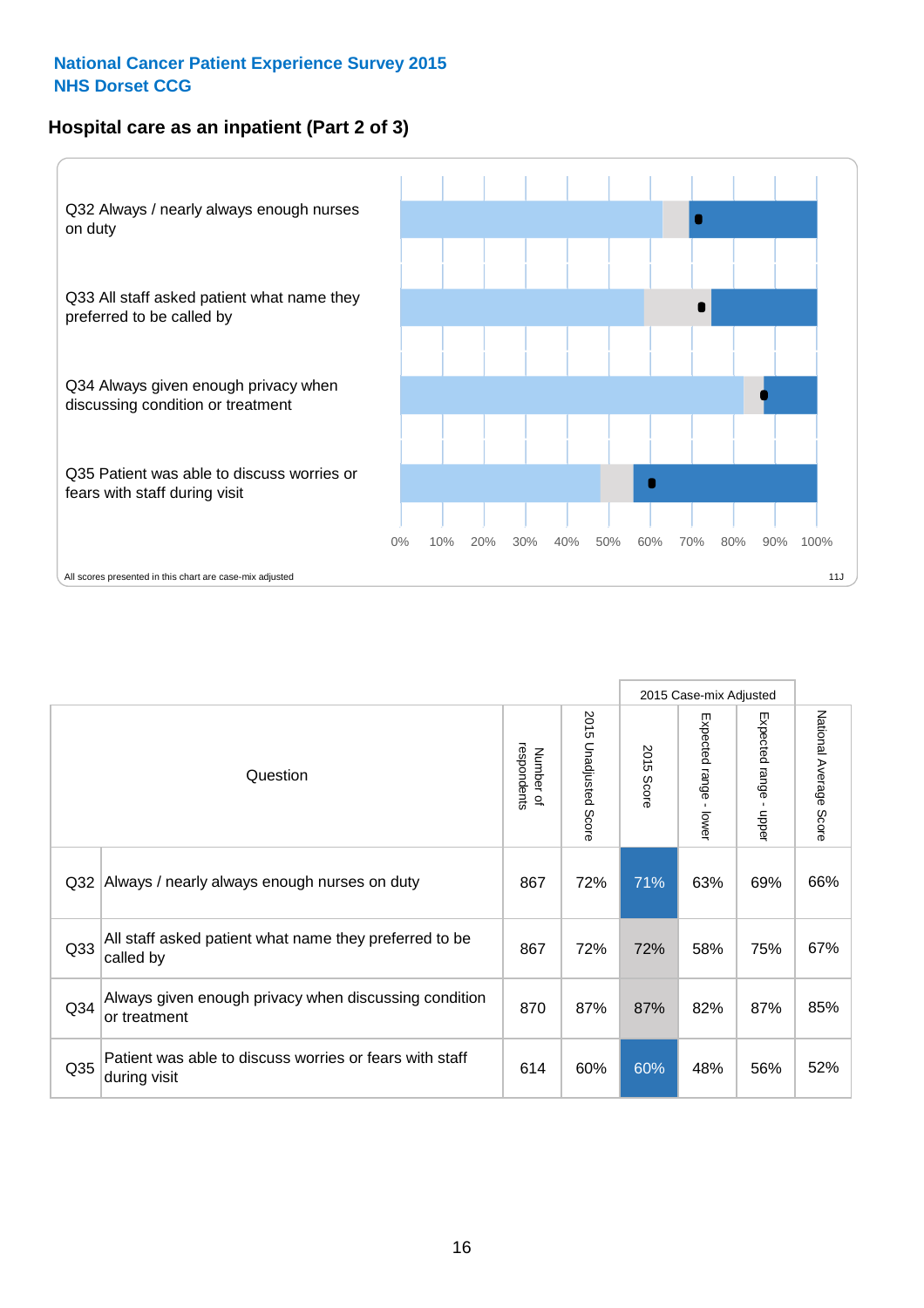National Cancer Patient Experience Survey 2015
NHS Dorset CCG

## Hospital care as an inpatient (Part 2 of 3)

Q32 Always / nearly always enough nurses on duty

Q33 All staff asked patient what name they preferred to be called by

Q34 Always given enough privacy when discussing condition or treatment

Q35 Patient was able to discuss worries or fears with staff during visit

0% 10% 20% 30% 40% 50% 60% 70% 80% 90% 100%

All scores presented in this chart are case-mix adjusted

11J

| | Question | Number of respondents | 2015 Unadjusted Score | 2015 Case-mix Adjusted | | | National Average Score |
|---|---|---|---|---|---|---|---|
| | | | | 2015 Score | Expected range - lower | Expected range - upper | |
| Q32 | Always / nearly always enough nurses on duty | 867 | 72% | 71% | 63% | 69% | 66% |
| Q33 | All staff asked patient what name they preferred to be called by | 867 | 72% | 72% | 58% | 75% | 67% |
| Q34 | Always given enough privacy when discussing condition or treatment | 870 | 87% | 87% | 82% | 87% | 85% |
| Q35 | Patient was able to discuss worries or fears with staff during visit | 614 | 60% | 60% | 48% | 56% | 52% |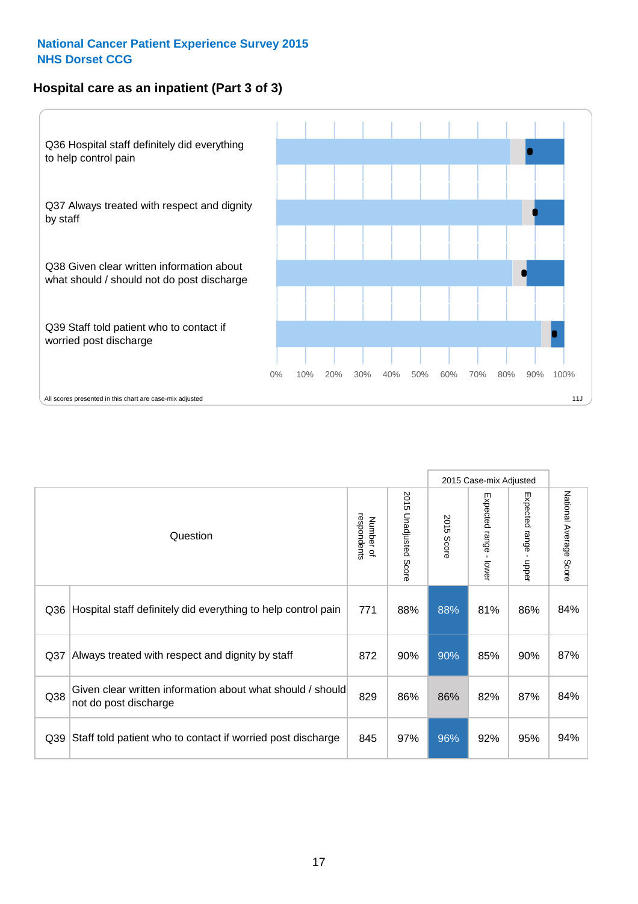**National Cancer Patient Experience Survey 2015**
**NHS Dorset CCG**

## Hospital care as an inpatient (Part 3 of 3)

Q36 Hospital staff definitely did everything to help control pain

Q37 Always treated with respect and dignity by staff

Q38 Given clear written information about what should / should not do post discharge

Q39 Staff told patient who to contact if worried post discharge

0% 10% 20% 30% 40% 50% 60% 70% 80% 90% 100%

All scores presented in this chart are case-mix adjusted

11J

| Question | | Number of respondents | 2015 Unadjusted Score | 2015 Case-mix Adjusted: 2015 Score | 2015 Case-mix Adjusted: Expected range - lower | 2015 Case-mix Adjusted: Expected range - upper | National Average Score |
|---|---|---|---|---|---|---|---|
| Q36 | Hospital staff definitely did everything to help control pain | 771 | 88% | 88% | 81% | 86% | 84% |
| Q37 | Always treated with respect and dignity by staff | 872 | 90% | 90% | 85% | 90% | 87% |
| Q38 | Given clear written information about what should / should not do post discharge | 829 | 86% | 86% | 82% | 87% | 84% |
| Q39 | Staff told patient who to contact if worried post discharge | 845 | 97% | 96% | 92% | 95% | 94% |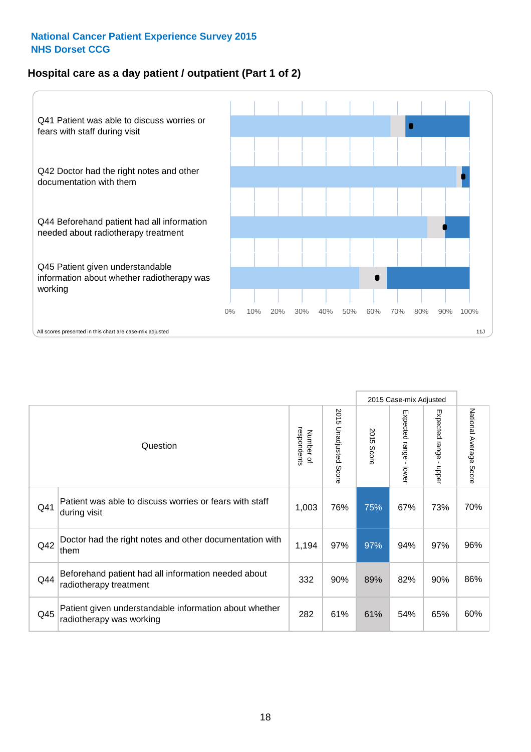**National Cancer Patient Experience Survey 2015**
**NHS Dorset CCG**

## Hospital care as a day patient / outpatient (Part 1 of 2)

Q41 Patient was able to discuss worries or fears with staff during visit

Q42 Doctor had the right notes and other documentation with them

Q44 Beforehand patient had all information needed about radiotherapy treatment

Q45 Patient given understandable information about whether radiotherapy was working

0% 10% 20% 30% 40% 50% 60% 70% 80% 90% 100%

All scores presented in this chart are case-mix adjusted

11J

| Question | | Number of respondents | 2015 Unadjusted Score | 2015 Case-mix Adjusted | | | National Average Score |
|---|---|---|---|---|---|---|---|
| | | | | 2015 Score | Expected range - lower | Expected range - upper | |
| Q41 | Patient was able to discuss worries or fears with staff during visit | 1,003 | 76% | 75% | 67% | 73% | 70% |
| Q42 | Doctor had the right notes and other documentation with them | 1,194 | 97% | 97% | 94% | 97% | 96% |
| Q44 | Beforehand patient had all information needed about radiotherapy treatment | 332 | 90% | 89% | 82% | 90% | 86% |
| Q45 | Patient given understandable information about whether radiotherapy was working | 282 | 61% | 61% | 54% | 65% | 60% |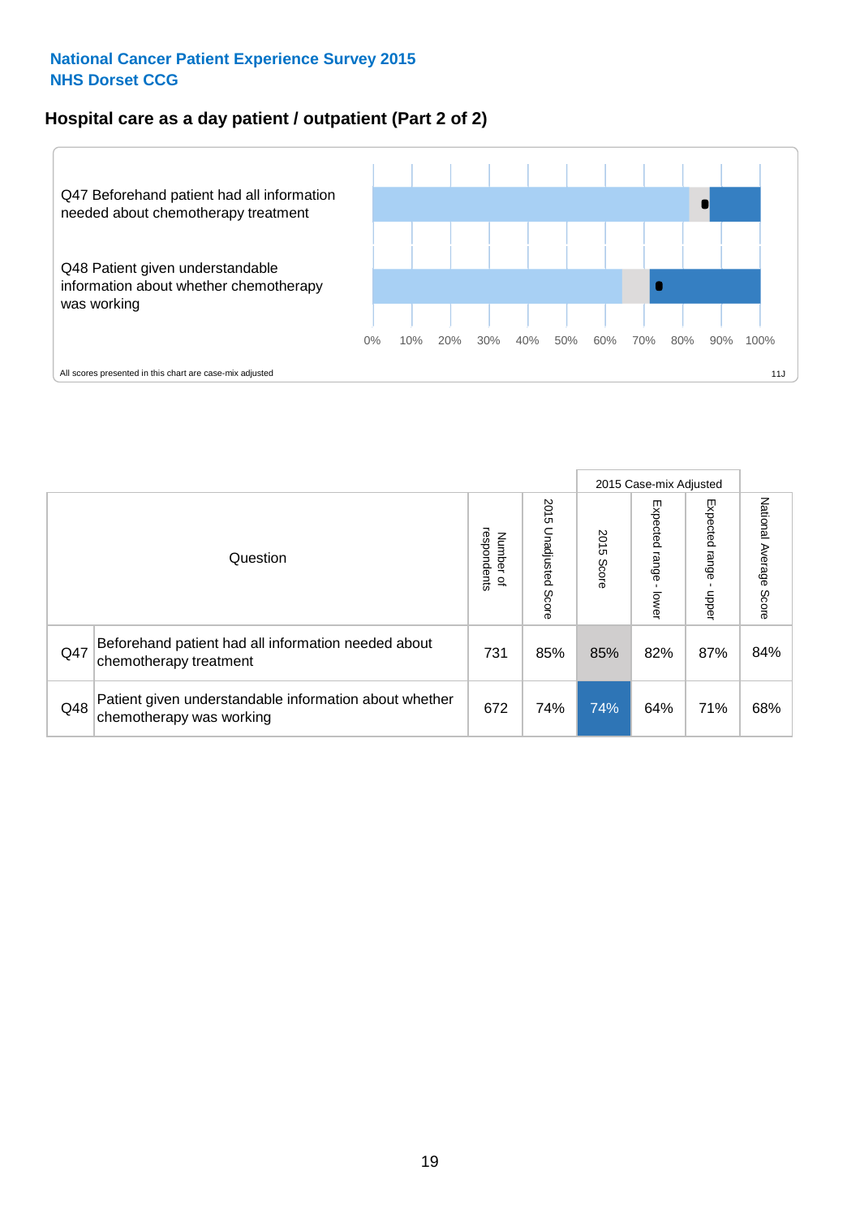**National Cancer Patient Experience Survey 2015**
**NHS Dorset CCG**

## Hospital care as a day patient / outpatient (Part 2 of 2)

Q47 Beforehand patient had all information needed about chemotherapy treatment

Q48 Patient given understandable information about whether chemotherapy was working

0% 10% 20% 30% 40% 50% 60% 70% 80% 90% 100%

All scores presented in this chart are case-mix adjusted

11J

| Question | | Number of respondents | 2015 Unadjusted Score | 2015 Case-mix Adjusted: 2015 Score | 2015 Case-mix Adjusted: Expected range - lower | 2015 Case-mix Adjusted: Expected range - upper | National Average Score |
|---|---|---|---|---|---|---|---|
| Q47 | Beforehand patient had all information needed about chemotherapy treatment | 731 | 85% | 85% | 82% | 87% | 84% |
| Q48 | Patient given understandable information about whether chemotherapy was working | 672 | 74% | 74% | 64% | 71% | 68% |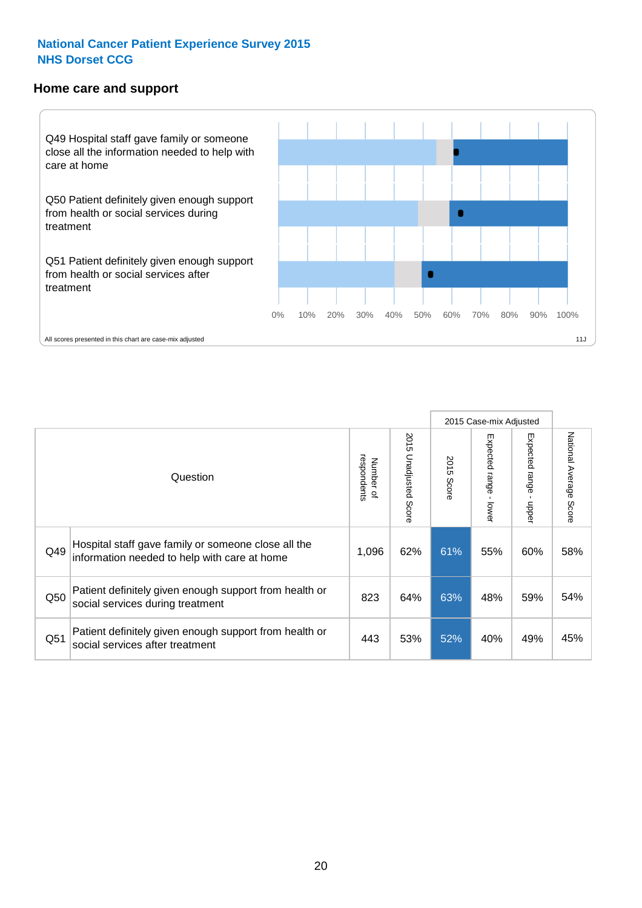**National Cancer Patient Experience Survey 2015**
**NHS Dorset CCG**

## Home care and support

Q49 Hospital staff gave family or someone close all the information needed to help with care at home

Q50 Patient definitely given enough support from health or social services during treatment

Q51 Patient definitely given enough support from health or social services after treatment

0% 10% 20% 30% 40% 50% 60% 70% 80% 90% 100%

All scores presented in this chart are case-mix adjusted

11J

| Question | | Number of respondents | 2015 Unadjusted Score | 2015 Case-mix Adjusted: 2015 Score | 2015 Case-mix Adjusted: Expected range - lower | 2015 Case-mix Adjusted: Expected range - upper | National Average Score |
|---|---|---|---|---|---|---|---|
| Q49 | Hospital staff gave family or someone close all the information needed to help with care at home | 1,096 | 62% | 61% | 55% | 60% | 58% |
| Q50 | Patient definitely given enough support from health or social services during treatment | 823 | 64% | 63% | 48% | 59% | 54% |
| Q51 | Patient definitely given enough support from health or social services after treatment | 443 | 53% | 52% | 40% | 49% | 45% |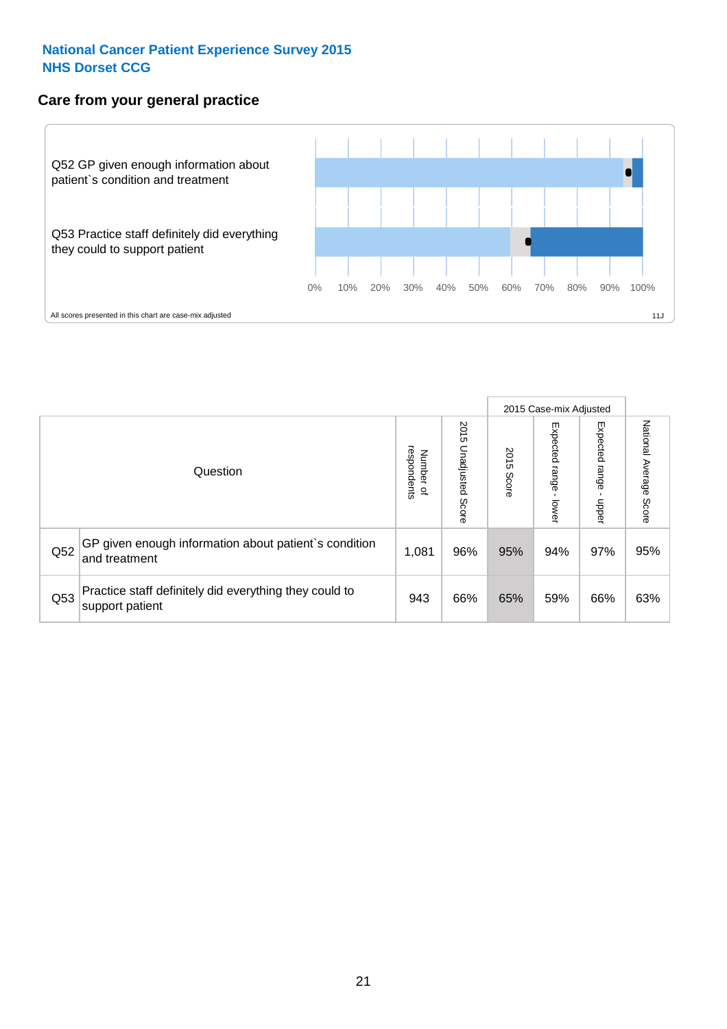**National Cancer Patient Experience Survey 2015**
**NHS Dorset CCG**

## Care from your general practice

Q52 GP given enough information about patient`s condition and treatment

Q53 Practice staff definitely did everything they could to support patient

0% 10% 20% 30% 40% 50% 60% 70% 80% 90% 100%

All scores presented in this chart are case-mix adjusted

11J

| | Question | Number of respondents | 2015 Unadjusted Score | 2015 Case-mix Adjusted | | | National Average Score |
|---|---|---|---|---|---|---|---|
| | | | | 2015 Score | Expected range - lower | Expected range - upper | |
| Q52 | GP given enough information about patient`s condition and treatment | 1,081 | 96% | 95% | 94% | 97% | 95% |
| Q53 | Practice staff definitely did everything they could to support patient | 943 | 66% | 65% | 59% | 66% | 63% |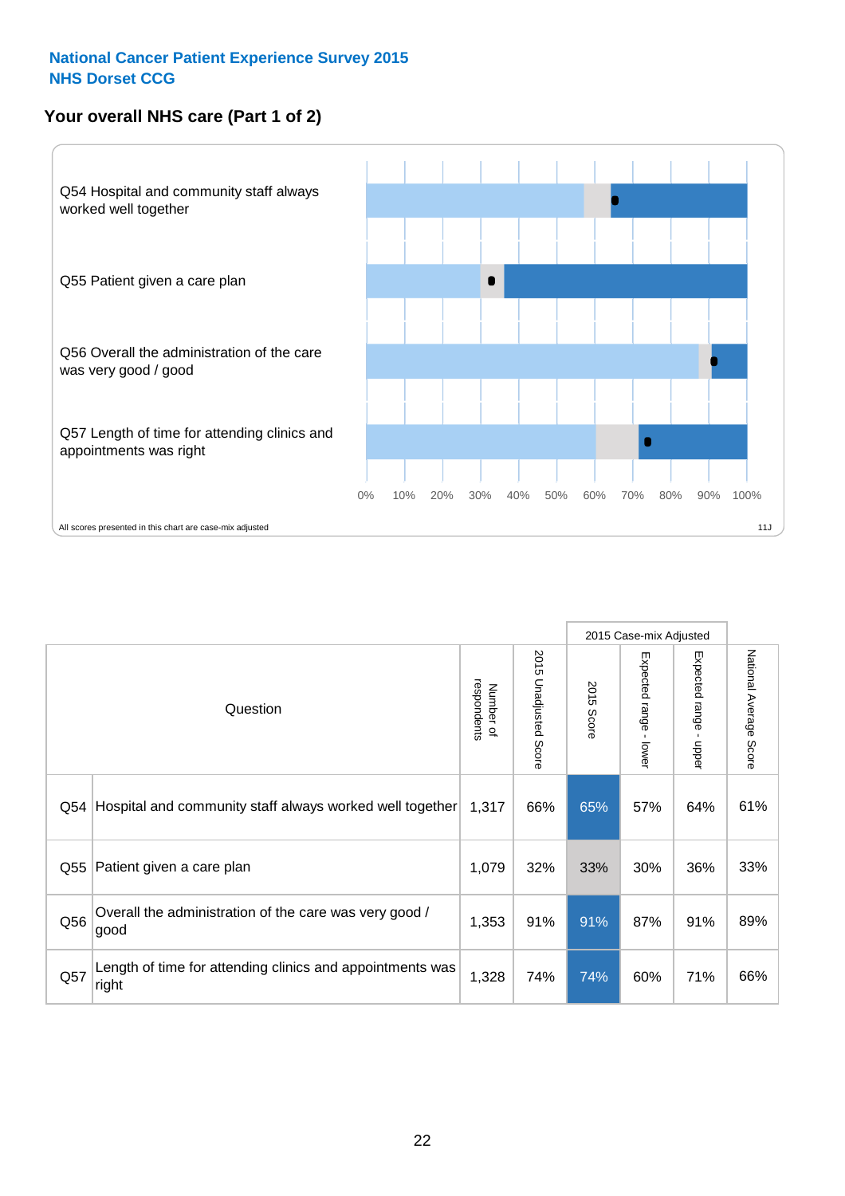National Cancer Patient Experience Survey 2015
NHS Dorset CCG

## Your overall NHS care (Part 1 of 2)

Q54 Hospital and community staff always worked well together

Q55 Patient given a care plan

Q56 Overall the administration of the care was very good / good

Q57 Length of time for attending clinics and appointments was right

0% 10% 20% 30% 40% 50% 60% 70% 80% 90% 100%

All scores presented in this chart are case-mix adjusted

11J

| | Question | Number of respondents | 2015 Unadjusted Score | 2015 Case-mix Adjusted: 2015 Score | 2015 Case-mix Adjusted: Expected range - lower | 2015 Case-mix Adjusted: Expected range - upper | National Average Score |
|---|---|---|---|---|---|---|---|
| Q54 | Hospital and community staff always worked well together | 1,317 | 66% | 65% | 57% | 64% | 61% |
| Q55 | Patient given a care plan | 1,079 | 32% | 33% | 30% | 36% | 33% |
| Q56 | Overall the administration of the care was very good / good | 1,353 | 91% | 91% | 87% | 91% | 89% |
| Q57 | Length of time for attending clinics and appointments was right | 1,328 | 74% | 74% | 60% | 71% | 66% |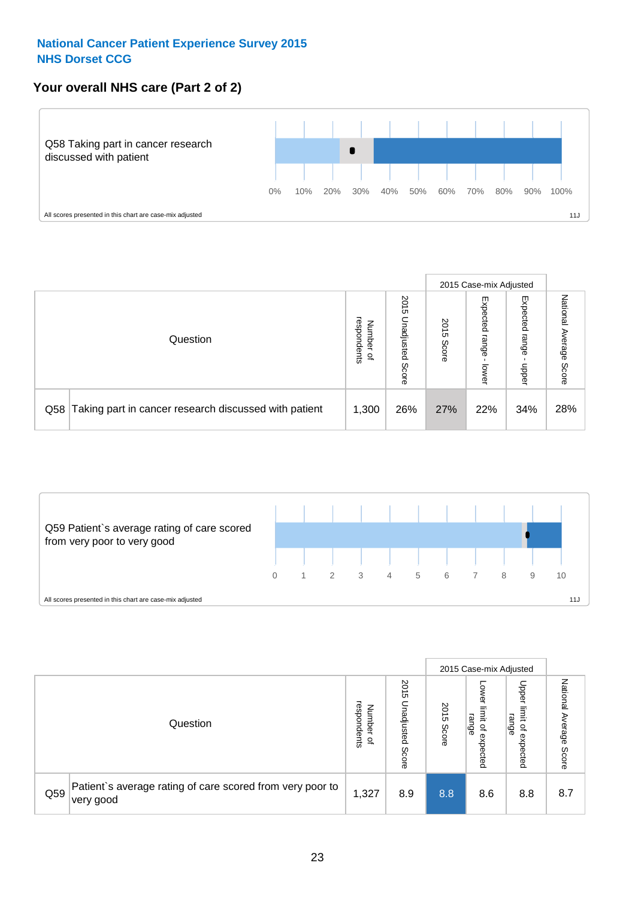**National Cancer Patient Experience Survey 2015**
**NHS Dorset CCG**

## Your overall NHS care (Part 2 of 2)

Q58 Taking part in cancer research discussed with patient

0% 10% 20% 30% 40% 50% 60% 70% 80% 90% 100%

All scores presented in this chart are case-mix adjusted

11J

| Question | | Number of respondents | 2015 Unadjusted Score | 2015 Case-mix Adjusted | | | National Average Score |
|---|---|---|---|---|---|---|---|
| | | | | 2015 Score | Expected range - lower | Expected range - upper | |
| Q58 | Taking part in cancer research discussed with patient | 1,300 | 26% | 27% | 22% | 34% | 28% |

Q59 Patient`s average rating of care scored from very poor to very good

0 1 2 3 4 5 6 7 8 9 10

All scores presented in this chart are case-mix adjusted

11J

| Question | | Number of respondents | 2015 Unadjusted Score | 2015 Case-mix Adjusted | | | National Average Score |
|---|---|---|---|---|---|---|---|
| | | | | 2015 Score | Lower limit of expected range | Upper limit of expected range | |
| Q59 | Patient`s average rating of care scored from very poor to very good | 1,327 | 8.9 | 8.8 | 8.6 | 8.8 | 8.7 |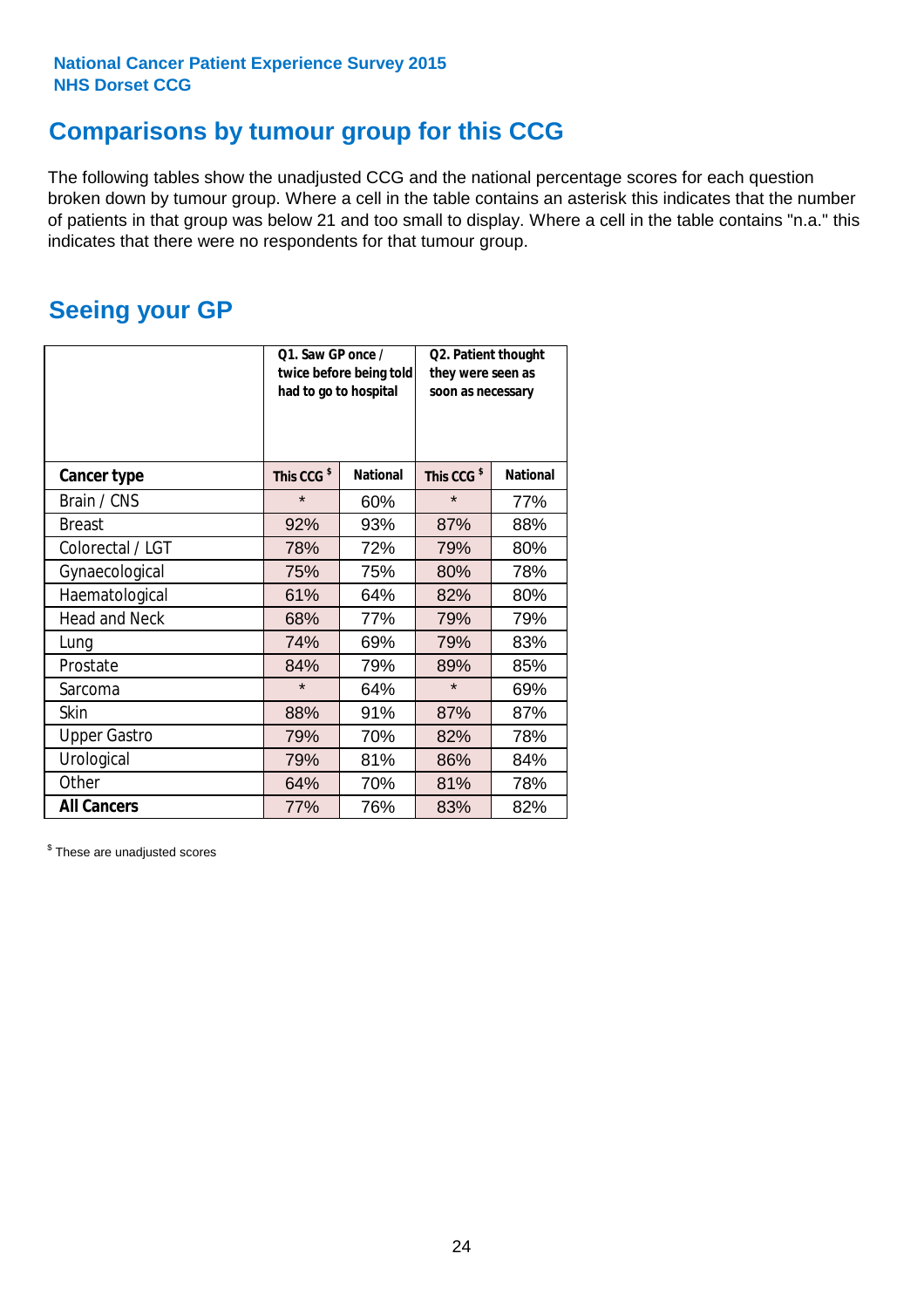National Cancer Patient Experience Survey 2015
NHS Dorset CCG

## Comparisons by tumour group for this CCG

The following tables show the unadjusted CCG and the national percentage scores for each question broken down by tumour group. Where a cell in the table contains an asterisk this indicates that the number of patients in that group was below 21 and too small to display. Where a cell in the table contains "n.a." this indicates that there were no respondents for that tumour group.

## Seeing your GP

| | Q1. Saw GP once / twice before being told had to go to hospital | | Q2. Patient thought they were seen as soon as necessary | |
|---|---|---|---|---|
| **Cancer type** | This CCG $ | National | This CCG $ | National |
| Brain / CNS | * | 60% | * | 77% |
| Breast | 92% | 93% | 87% | 88% |
| Colorectal / LGT | 78% | 72% | 79% | 80% |
| Gynaecological | 75% | 75% | 80% | 78% |
| Haematological | 61% | 64% | 82% | 80% |
| Head and Neck | 68% | 77% | 79% | 79% |
| Lung | 74% | 69% | 79% | 83% |
| Prostate | 84% | 79% | 89% | 85% |
| Sarcoma | * | 64% | * | 69% |
| Skin | 88% | 91% | 87% | 87% |
| Upper Gastro | 79% | 70% | 82% | 78% |
| Urological | 79% | 81% | 86% | 84% |
| Other | 64% | 70% | 81% | 78% |
| **All Cancers** | 77% | 76% | 83% | 82% |

$ These are unadjusted scores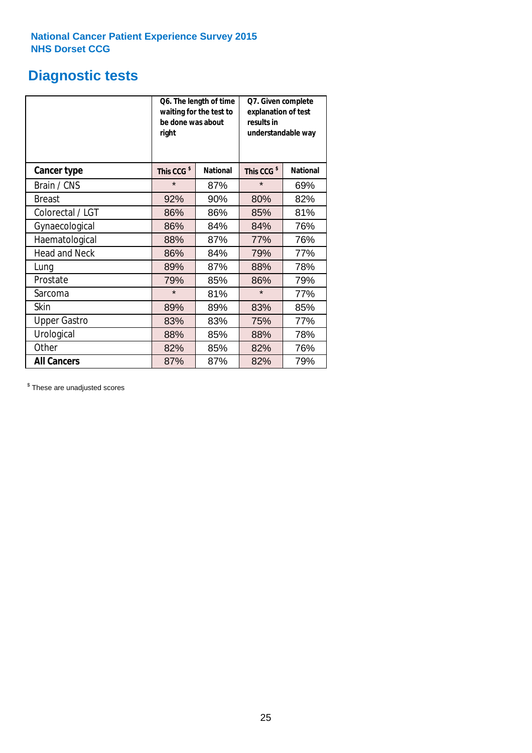**National Cancer Patient Experience Survey 2015**
**NHS Dorset CCG**

# Diagnostic tests

| | Q6. The length of time waiting for the test to be done was about right | | Q7. Given complete explanation of test results in understandable way | |
|---|---|---|---|---|
| **Cancer type** | **This CCG $** | **National** | **This CCG $** | **National** |
| Brain / CNS | * | 87% | * | 69% |
| Breast | 92% | 90% | 80% | 82% |
| Colorectal / LGT | 86% | 86% | 85% | 81% |
| Gynaecological | 86% | 84% | 84% | 76% |
| Haematological | 88% | 87% | 77% | 76% |
| Head and Neck | 86% | 84% | 79% | 77% |
| Lung | 89% | 87% | 88% | 78% |
| Prostate | 79% | 85% | 86% | 79% |
| Sarcoma | * | 81% | * | 77% |
| Skin | 89% | 89% | 83% | 85% |
| Upper Gastro | 83% | 83% | 75% | 77% |
| Urological | 88% | 85% | 88% | 78% |
| Other | 82% | 85% | 82% | 76% |
| **All Cancers** | 87% | 87% | 82% | 79% |

$ These are unadjusted scores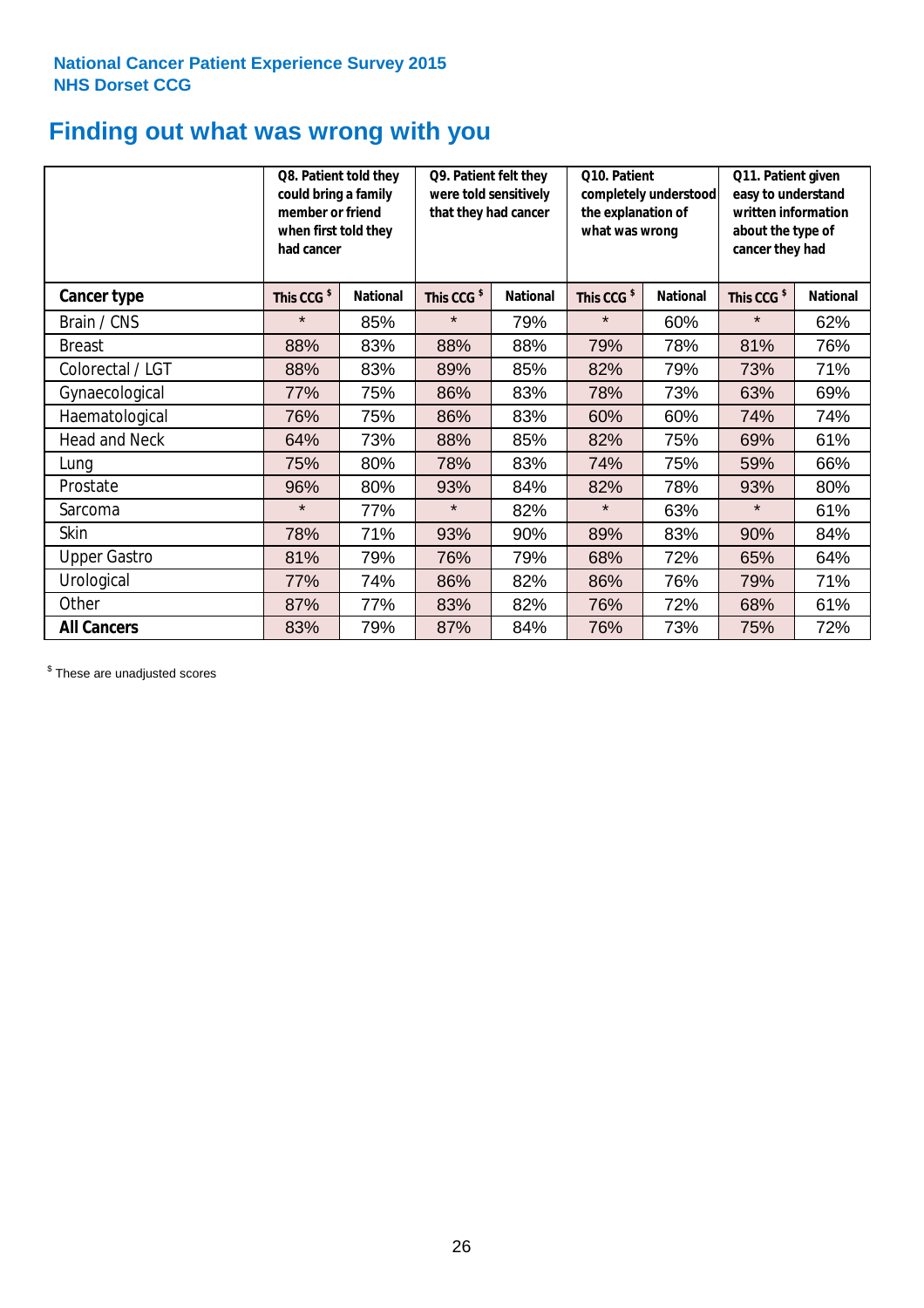**National Cancer Patient Experience Survey 2015**
**NHS Dorset CCG**

# Finding out what was wrong with you

| | Q8. Patient told they could bring a family member or friend when first told they had cancer | | Q9. Patient felt they were told sensitively that they had cancer | | Q10. Patient completely understood the explanation of what was wrong | | Q11. Patient given easy to understand written information about the type of cancer they had | |
|---|---|---|---|---|---|---|---|---|
| **Cancer type** | **This CCG $** | **National** | **This CCG $** | **National** | **This CCG $** | **National** | **This CCG $** | **National** |
| Brain / CNS | * | 85% | * | 79% | * | 60% | * | 62% |
| Breast | 88% | 83% | 88% | 88% | 79% | 78% | 81% | 76% |
| Colorectal / LGT | 88% | 83% | 89% | 85% | 82% | 79% | 73% | 71% |
| Gynaecological | 77% | 75% | 86% | 83% | 78% | 73% | 63% | 69% |
| Haematological | 76% | 75% | 86% | 83% | 60% | 60% | 74% | 74% |
| Head and Neck | 64% | 73% | 88% | 85% | 82% | 75% | 69% | 61% |
| Lung | 75% | 80% | 78% | 83% | 74% | 75% | 59% | 66% |
| Prostate | 96% | 80% | 93% | 84% | 82% | 78% | 93% | 80% |
| Sarcoma | * | 77% | * | 82% | * | 63% | * | 61% |
| Skin | 78% | 71% | 93% | 90% | 89% | 83% | 90% | 84% |
| Upper Gastro | 81% | 79% | 76% | 79% | 68% | 72% | 65% | 64% |
| Urological | 77% | 74% | 86% | 82% | 86% | 76% | 79% | 71% |
| Other | 87% | 77% | 83% | 82% | 76% | 72% | 68% | 61% |
| **All Cancers** | 83% | 79% | 87% | 84% | 76% | 73% | 75% | 72% |

$ These are unadjusted scores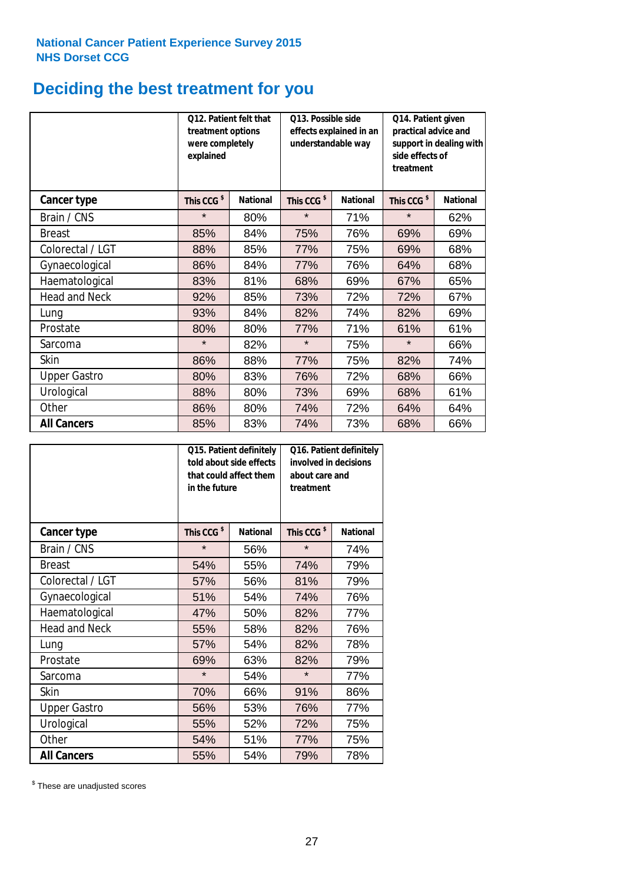**National Cancer Patient Experience Survey 2015**
**NHS Dorset CCG**

# Deciding the best treatment for you

| | Q12. Patient felt that treatment options were completely explained | | Q13. Possible side effects explained in an understandable way | | Q14. Patient given practical advice and support in dealing with side effects of treatment | |
|---|---|---|---|---|---|---|
| **Cancer type** | **This CCG $** | **National** | **This CCG $** | **National** | **This CCG $** | **National** |
| Brain / CNS | * | 80% | * | 71% | * | 62% |
| Breast | 85% | 84% | 75% | 76% | 69% | 69% |
| Colorectal / LGT | 88% | 85% | 77% | 75% | 69% | 68% |
| Gynaecological | 86% | 84% | 77% | 76% | 64% | 68% |
| Haematological | 83% | 81% | 68% | 69% | 67% | 65% |
| Head and Neck | 92% | 85% | 73% | 72% | 72% | 67% |
| Lung | 93% | 84% | 82% | 74% | 82% | 69% |
| Prostate | 80% | 80% | 77% | 71% | 61% | 61% |
| Sarcoma | * | 82% | * | 75% | * | 66% |
| Skin | 86% | 88% | 77% | 75% | 82% | 74% |
| Upper Gastro | 80% | 83% | 76% | 72% | 68% | 66% |
| Urological | 88% | 80% | 73% | 69% | 68% | 61% |
| Other | 86% | 80% | 74% | 72% | 64% | 64% |
| **All Cancers** | 85% | 83% | 74% | 73% | 68% | 66% |

| | Q15. Patient definitely told about side effects that could affect them in the future | | Q16. Patient definitely involved in decisions about care and treatment | |
|---|---|---|---|---|
| **Cancer type** | **This CCG $** | **National** | **This CCG $** | **National** |
| Brain / CNS | * | 56% | * | 74% |
| Breast | 54% | 55% | 74% | 79% |
| Colorectal / LGT | 57% | 56% | 81% | 79% |
| Gynaecological | 51% | 54% | 74% | 76% |
| Haematological | 47% | 50% | 82% | 77% |
| Head and Neck | 55% | 58% | 82% | 76% |
| Lung | 57% | 54% | 82% | 78% |
| Prostate | 69% | 63% | 82% | 79% |
| Sarcoma | * | 54% | * | 77% |
| Skin | 70% | 66% | 91% | 86% |
| Upper Gastro | 56% | 53% | 76% | 77% |
| Urological | 55% | 52% | 72% | 75% |
| Other | 54% | 51% | 77% | 75% |
| **All Cancers** | 55% | 54% | 79% | 78% |

$ These are unadjusted scores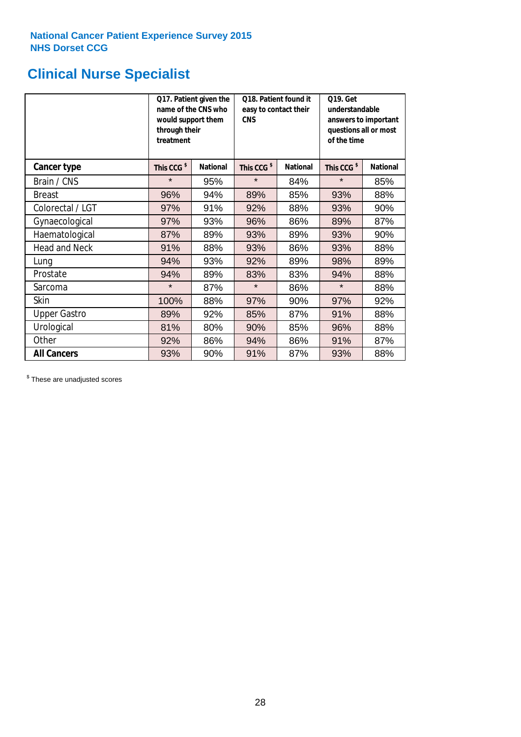National Cancer Patient Experience Survey 2015
NHS Dorset CCG

# Clinical Nurse Specialist

| | Q17. Patient given the name of the CNS who would support them through their treatment | | Q18. Patient found it easy to contact their CNS | | Q19. Get understandable answers to important questions all or most of the time | |
|---|---|---|---|---|---|---|
| **Cancer type** | **This CCG [$]** | **National** | **This CCG [$]** | **National** | **This CCG [$]** | **National** |
| Brain / CNS | * | 95% | * | 84% | * | 85% |
| Breast | 96% | 94% | 89% | 85% | 93% | 88% |
| Colorectal / LGT | 97% | 91% | 92% | 88% | 93% | 90% |
| Gynaecological | 97% | 93% | 96% | 86% | 89% | 87% |
| Haematological | 87% | 89% | 93% | 89% | 93% | 90% |
| Head and Neck | 91% | 88% | 93% | 86% | 93% | 88% |
| Lung | 94% | 93% | 92% | 89% | 98% | 89% |
| Prostate | 94% | 89% | 83% | 83% | 94% | 88% |
| Sarcoma | * | 87% | * | 86% | * | 88% |
| Skin | 100% | 88% | 97% | 90% | 97% | 92% |
| Upper Gastro | 89% | 92% | 85% | 87% | 91% | 88% |
| Urological | 81% | 80% | 90% | 85% | 96% | 88% |
| Other | 92% | 86% | 94% | 86% | 91% | 87% |
| **All Cancers** | 93% | 90% | 91% | 87% | 93% | 88% |

[$] These are unadjusted scores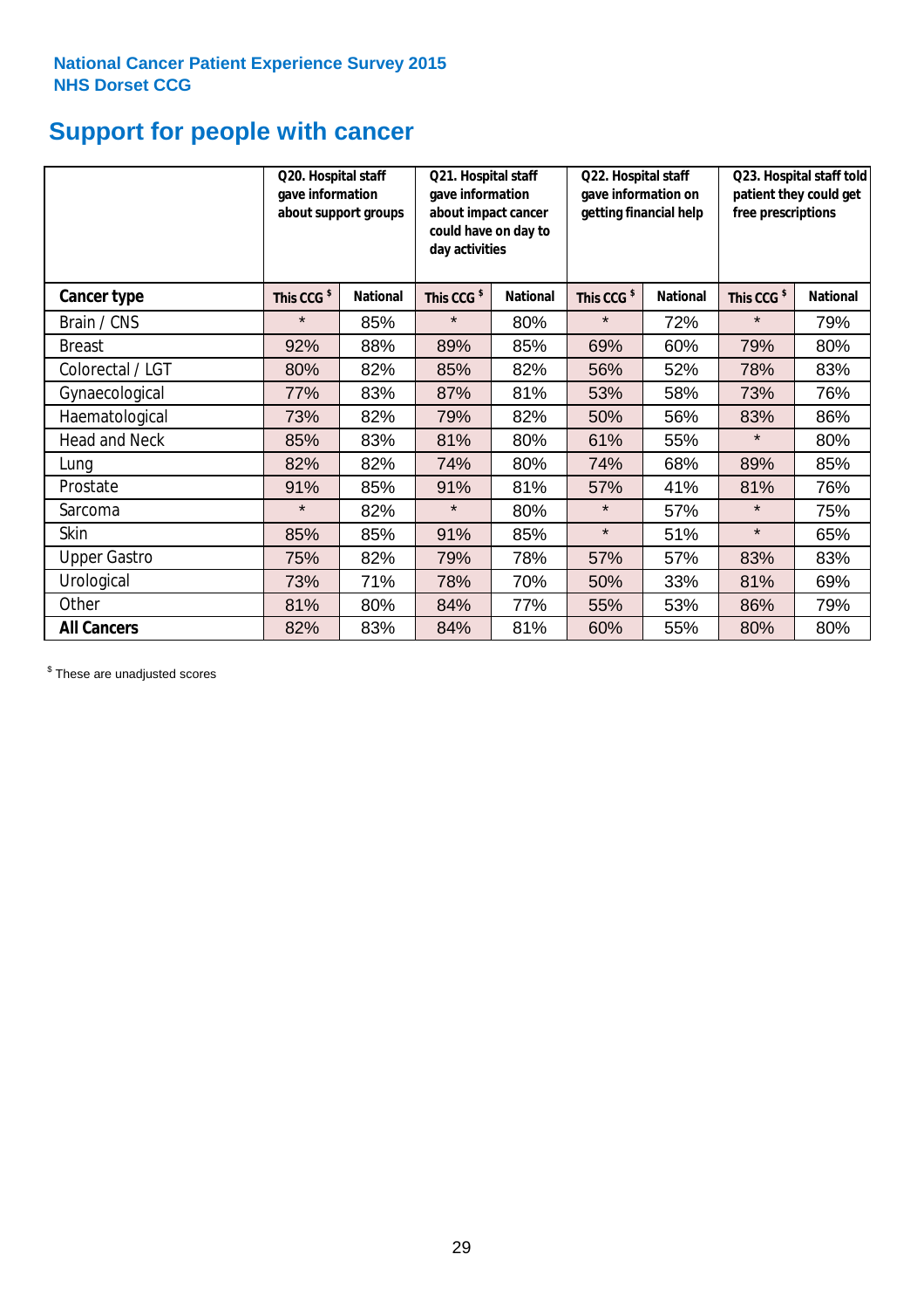National Cancer Patient Experience Survey 2015
NHS Dorset CCG

# Support for people with cancer

| | Q20. Hospital staff gave information about support groups | | Q21. Hospital staff gave information about impact cancer could have on day to day activities | | Q22. Hospital staff gave information on getting financial help | | Q23. Hospital staff told patient they could get free prescriptions | |
|---|---|---|---|---|---|---|---|---|
| **Cancer type** | **This CCG $** | **National** | **This CCG $** | **National** | **This CCG $** | **National** | **This CCG $** | **National** |
| Brain / CNS | * | 85% | * | 80% | * | 72% | * | 79% |
| Breast | 92% | 88% | 89% | 85% | 69% | 60% | 79% | 80% |
| Colorectal / LGT | 80% | 82% | 85% | 82% | 56% | 52% | 78% | 83% |
| Gynaecological | 77% | 83% | 87% | 81% | 53% | 58% | 73% | 76% |
| Haematological | 73% | 82% | 79% | 82% | 50% | 56% | 83% | 86% |
| Head and Neck | 85% | 83% | 81% | 80% | 61% | 55% | * | 80% |
| Lung | 82% | 82% | 74% | 80% | 74% | 68% | 89% | 85% |
| Prostate | 91% | 85% | 91% | 81% | 57% | 41% | 81% | 76% |
| Sarcoma | * | 82% | * | 80% | * | 57% | * | 75% |
| Skin | 85% | 85% | 91% | 85% | * | 51% | * | 65% |
| Upper Gastro | 75% | 82% | 79% | 78% | 57% | 57% | 83% | 83% |
| Urological | 73% | 71% | 78% | 70% | 50% | 33% | 81% | 69% |
| Other | 81% | 80% | 84% | 77% | 55% | 53% | 86% | 79% |
| **All Cancers** | 82% | 83% | 84% | 81% | 60% | 55% | 80% | 80% |

$ These are unadjusted scores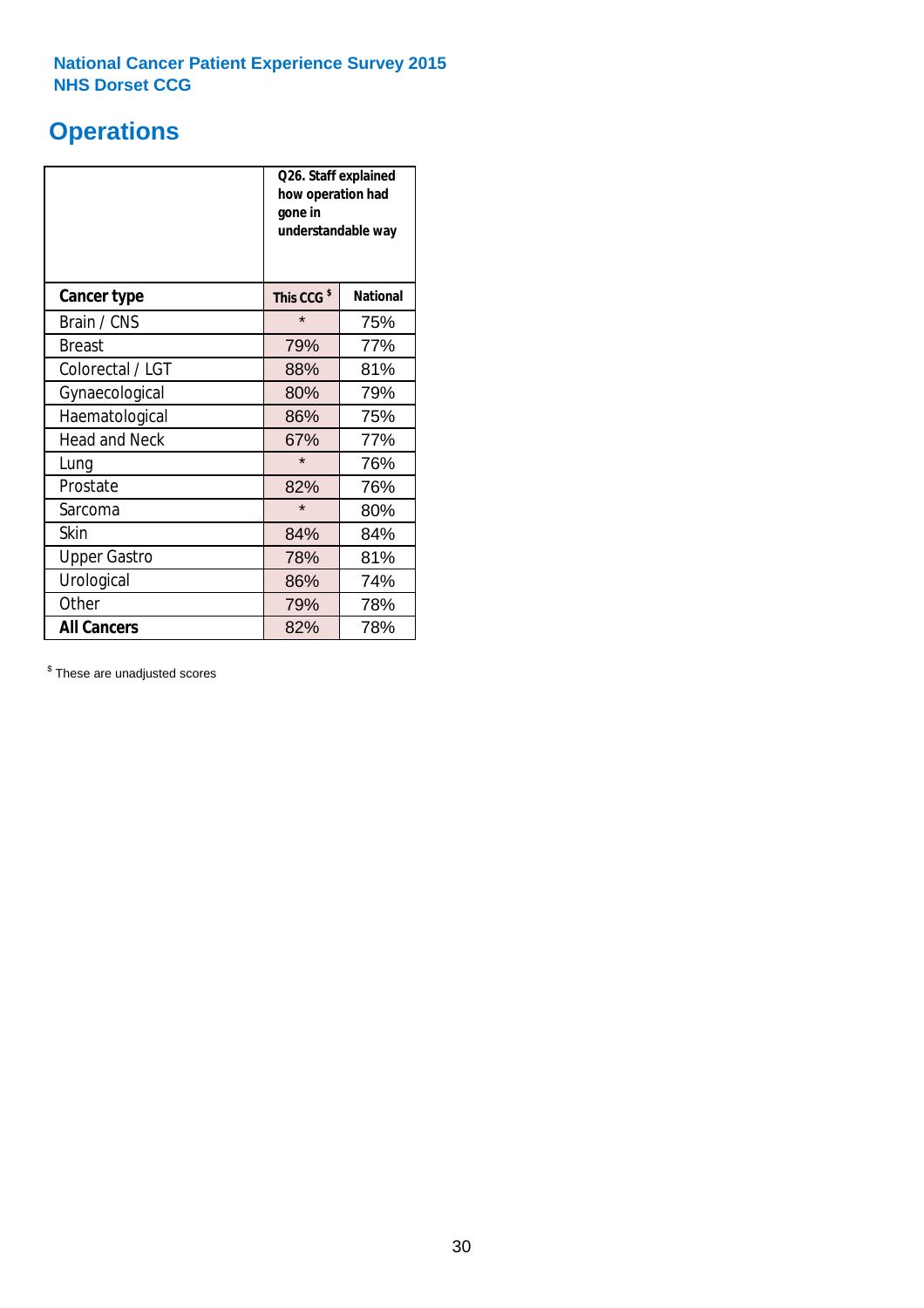National Cancer Patient Experience Survey 2015
NHS Dorset CCG

# Operations

| | Q26. Staff explained how operation had gone in understandable way | |
|---|---|---|
| **Cancer type** | **This CCG $** | **National** |
| Brain / CNS | * | 75% |
| Breast | 79% | 77% |
| Colorectal / LGT | 88% | 81% |
| Gynaecological | 80% | 79% |
| Haematological | 86% | 75% |
| Head and Neck | 67% | 77% |
| Lung | * | 76% |
| Prostate | 82% | 76% |
| Sarcoma | * | 80% |
| Skin | 84% | 84% |
| Upper Gastro | 78% | 81% |
| Urological | 86% | 74% |
| Other | 79% | 78% |
| **All Cancers** | 82% | 78% |

$ These are unadjusted scores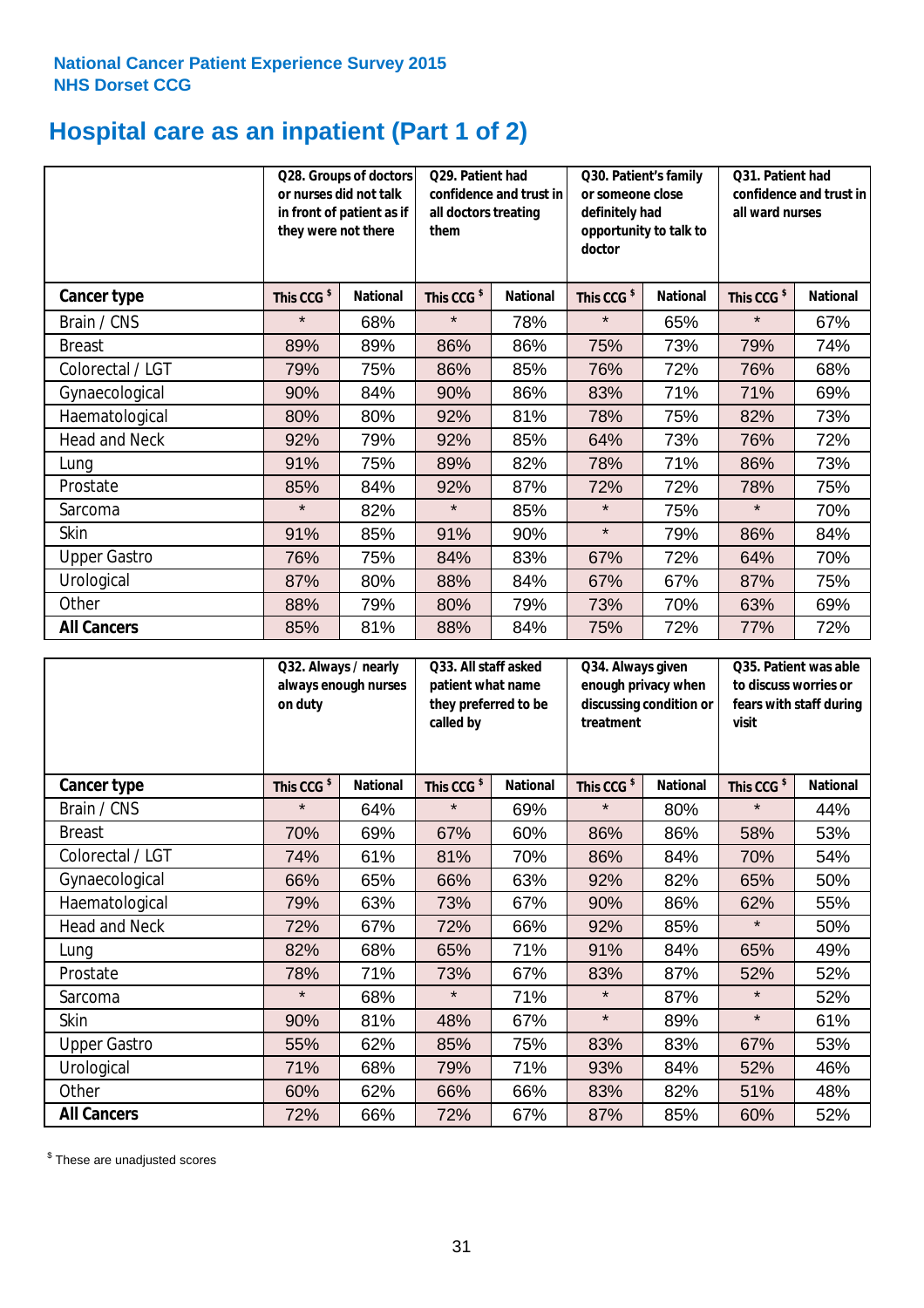National Cancer Patient Experience Survey 2015
NHS Dorset CCG

# Hospital care as an inpatient (Part 1 of 2)

| | Q28. Groups of doctors or nurses did not talk in front of patient as if they were not there | | Q29. Patient had confidence and trust in all doctors treating them | | Q30. Patient's family or someone close definitely had opportunity to talk to doctor | | Q31. Patient had confidence and trust in all ward nurses | |
|---|---|---|---|---|---|---|---|---|
| **Cancer type** | **This CCG $** | **National** | **This CCG $** | **National** | **This CCG $** | **National** | **This CCG $** | **National** |
| Brain / CNS | * | 68% | * | 78% | * | 65% | * | 67% |
| Breast | 89% | 89% | 86% | 86% | 75% | 73% | 79% | 74% |
| Colorectal / LGT | 79% | 75% | 86% | 85% | 76% | 72% | 76% | 68% |
| Gynaecological | 90% | 84% | 90% | 86% | 83% | 71% | 71% | 69% |
| Haematological | 80% | 80% | 92% | 81% | 78% | 75% | 82% | 73% |
| Head and Neck | 92% | 79% | 92% | 85% | 64% | 73% | 76% | 72% |
| Lung | 91% | 75% | 89% | 82% | 78% | 71% | 86% | 73% |
| Prostate | 85% | 84% | 92% | 87% | 72% | 72% | 78% | 75% |
| Sarcoma | * | 82% | * | 85% | * | 75% | * | 70% |
| Skin | 91% | 85% | 91% | 90% | * | 79% | 86% | 84% |
| Upper Gastro | 76% | 75% | 84% | 83% | 67% | 72% | 64% | 70% |
| Urological | 87% | 80% | 88% | 84% | 67% | 67% | 87% | 75% |
| Other | 88% | 79% | 80% | 79% | 73% | 70% | 63% | 69% |
| **All Cancers** | 85% | 81% | 88% | 84% | 75% | 72% | 77% | 72% |

| | Q32. Always / nearly always enough nurses on duty | | Q33. All staff asked patient what name they preferred to be called by | | Q34. Always given enough privacy when discussing condition or treatment | | Q35. Patient was able to discuss worries or fears with staff during visit | |
|---|---|---|---|---|---|---|---|---|
| **Cancer type** | **This CCG $** | **National** | **This CCG $** | **National** | **This CCG $** | **National** | **This CCG $** | **National** |
| Brain / CNS | * | 64% | * | 69% | * | 80% | * | 44% |
| Breast | 70% | 69% | 67% | 60% | 86% | 86% | 58% | 53% |
| Colorectal / LGT | 74% | 61% | 81% | 70% | 86% | 84% | 70% | 54% |
| Gynaecological | 66% | 65% | 66% | 63% | 92% | 82% | 65% | 50% |
| Haematological | 79% | 63% | 73% | 67% | 90% | 86% | 62% | 55% |
| Head and Neck | 72% | 67% | 72% | 66% | 92% | 85% | * | 50% |
| Lung | 82% | 68% | 65% | 71% | 91% | 84% | 65% | 49% |
| Prostate | 78% | 71% | 73% | 67% | 83% | 87% | 52% | 52% |
| Sarcoma | * | 68% | * | 71% | * | 87% | * | 52% |
| Skin | 90% | 81% | 48% | 67% | * | 89% | * | 61% |
| Upper Gastro | 55% | 62% | 85% | 75% | 83% | 83% | 67% | 53% |
| Urological | 71% | 68% | 79% | 71% | 93% | 84% | 52% | 46% |
| Other | 60% | 62% | 66% | 66% | 83% | 82% | 51% | 48% |
| **All Cancers** | 72% | 66% | 72% | 67% | 87% | 85% | 60% | 52% |

$ These are unadjusted scores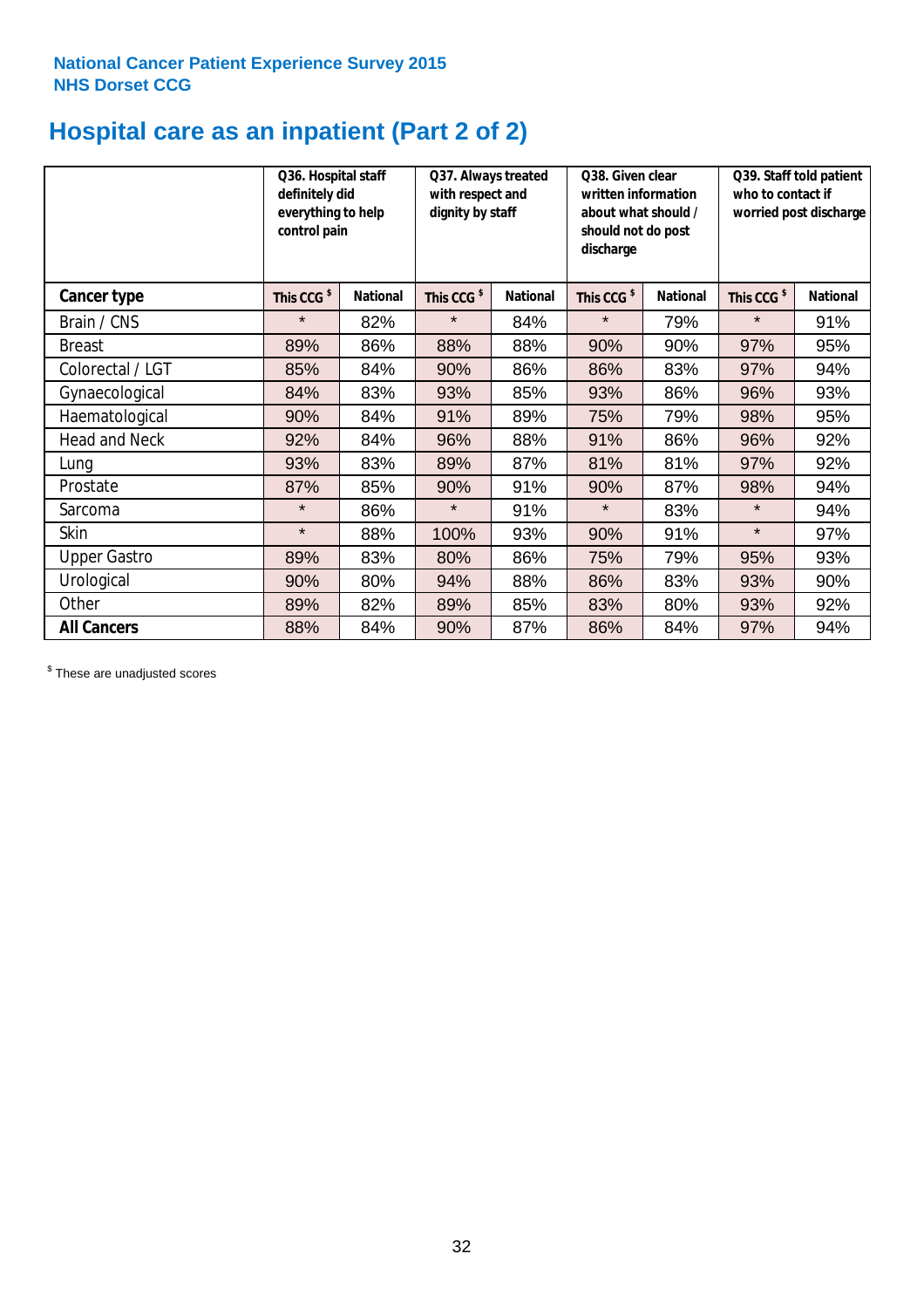**National Cancer Patient Experience Survey 2015**
**NHS Dorset CCG**

# Hospital care as an inpatient (Part 2 of 2)

| | Q36. Hospital staff definitely did everything to help control pain | | Q37. Always treated with respect and dignity by staff | | Q38. Given clear written information about what should / should not do post discharge | | Q39. Staff told patient who to contact if worried post discharge | |
|---|---|---|---|---|---|---|---|---|
| **Cancer type** | This CCG $ | National | This CCG $ | National | This CCG $ | National | This CCG $ | National |
| Brain / CNS | * | 82% | * | 84% | * | 79% | * | 91% |
| Breast | 89% | 86% | 88% | 88% | 90% | 90% | 97% | 95% |
| Colorectal / LGT | 85% | 84% | 90% | 86% | 86% | 83% | 97% | 94% |
| Gynaecological | 84% | 83% | 93% | 85% | 93% | 86% | 96% | 93% |
| Haematological | 90% | 84% | 91% | 89% | 75% | 79% | 98% | 95% |
| Head and Neck | 92% | 84% | 96% | 88% | 91% | 86% | 96% | 92% |
| Lung | 93% | 83% | 89% | 87% | 81% | 81% | 97% | 92% |
| Prostate | 87% | 85% | 90% | 91% | 90% | 87% | 98% | 94% |
| Sarcoma | * | 86% | * | 91% | * | 83% | * | 94% |
| Skin | * | 88% | 100% | 93% | 90% | 91% | * | 97% |
| Upper Gastro | 89% | 83% | 80% | 86% | 75% | 79% | 95% | 93% |
| Urological | 90% | 80% | 94% | 88% | 86% | 83% | 93% | 90% |
| Other | 89% | 82% | 89% | 85% | 83% | 80% | 93% | 92% |
| **All Cancers** | 88% | 84% | 90% | 87% | 86% | 84% | 97% | 94% |

$ These are unadjusted scores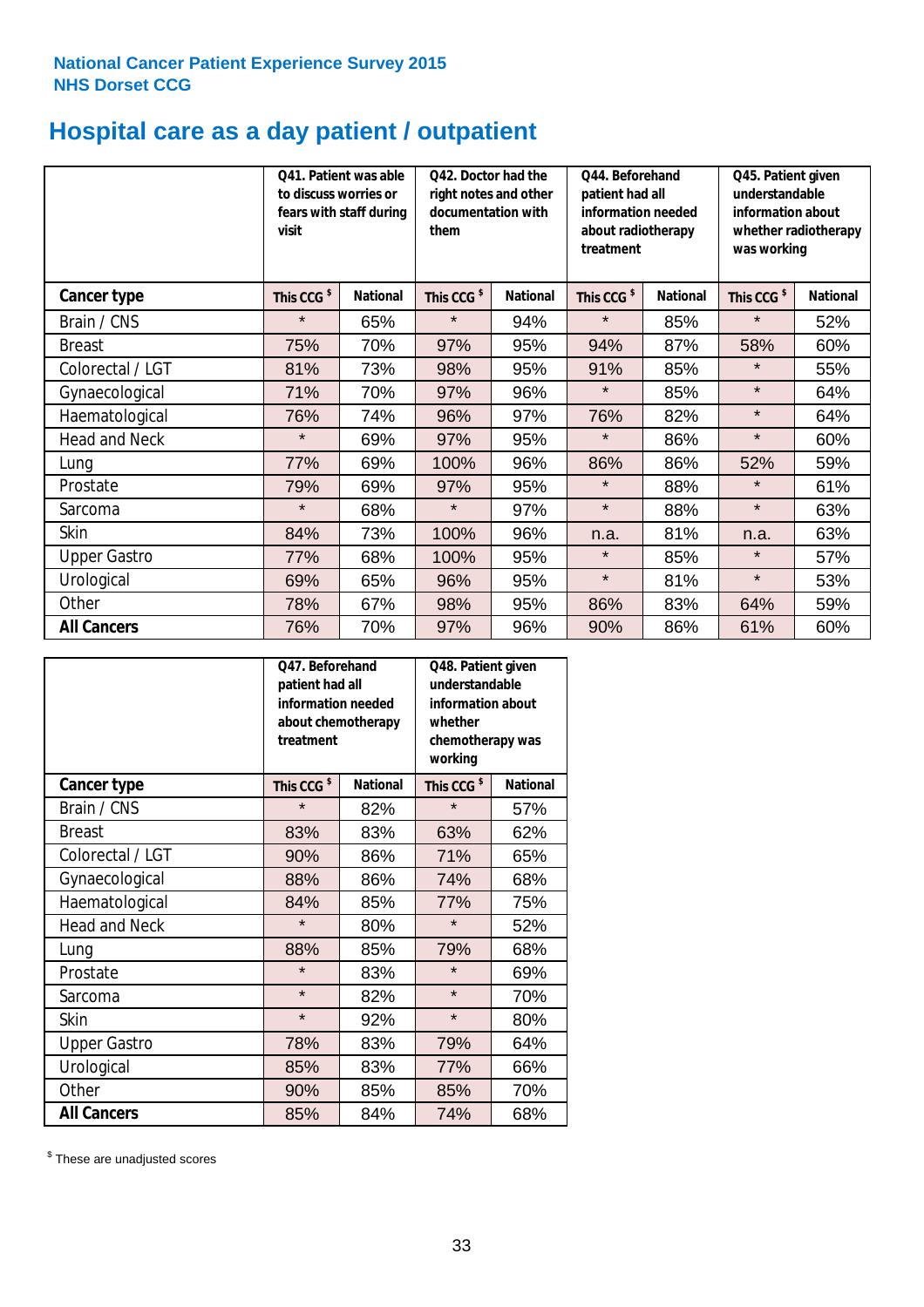National Cancer Patient Experience Survey 2015
NHS Dorset CCG

# Hospital care as a day patient / outpatient

| | Q41. Patient was able to discuss worries or fears with staff during visit | | Q42. Doctor had the right notes and other documentation with them | | Q44. Beforehand patient had all information needed about radiotherapy treatment | | Q45. Patient given understandable information about whether radiotherapy was working | |
|---|---|---|---|---|---|---|---|---|
| **Cancer type** | This CCG $ | National | This CCG $ | National | This CCG $ | National | This CCG $ | National |
| Brain / CNS | * | 65% | * | 94% | * | 85% | * | 52% |
| Breast | 75% | 70% | 97% | 95% | 94% | 87% | 58% | 60% |
| Colorectal / LGT | 81% | 73% | 98% | 95% | 91% | 85% | * | 55% |
| Gynaecological | 71% | 70% | 97% | 96% | * | 85% | * | 64% |
| Haematological | 76% | 74% | 96% | 97% | 76% | 82% | * | 64% |
| Head and Neck | * | 69% | 97% | 95% | * | 86% | * | 60% |
| Lung | 77% | 69% | 100% | 96% | 86% | 86% | 52% | 59% |
| Prostate | 79% | 69% | 97% | 95% | * | 88% | * | 61% |
| Sarcoma | * | 68% | * | 97% | * | 88% | * | 63% |
| Skin | 84% | 73% | 100% | 96% | n.a. | 81% | n.a. | 63% |
| Upper Gastro | 77% | 68% | 100% | 95% | * | 85% | * | 57% |
| Urological | 69% | 65% | 96% | 95% | * | 81% | * | 53% |
| Other | 78% | 67% | 98% | 95% | 86% | 83% | 64% | 59% |
| **All Cancers** | 76% | 70% | 97% | 96% | 90% | 86% | 61% | 60% |

| | Q47. Beforehand patient had all information needed about chemotherapy treatment | | Q48. Patient given understandable information about whether chemotherapy was working | |
|---|---|---|---|---|
| **Cancer type** | This CCG $ | National | This CCG $ | National |
| Brain / CNS | * | 82% | * | 57% |
| Breast | 83% | 83% | 63% | 62% |
| Colorectal / LGT | 90% | 86% | 71% | 65% |
| Gynaecological | 88% | 86% | 74% | 68% |
| Haematological | 84% | 85% | 77% | 75% |
| Head and Neck | * | 80% | * | 52% |
| Lung | 88% | 85% | 79% | 68% |
| Prostate | * | 83% | * | 69% |
| Sarcoma | * | 82% | * | 70% |
| Skin | * | 92% | * | 80% |
| Upper Gastro | 78% | 83% | 79% | 64% |
| Urological | 85% | 83% | 77% | 66% |
| Other | 90% | 85% | 85% | 70% |
| **All Cancers** | 85% | 84% | 74% | 68% |

$ These are unadjusted scores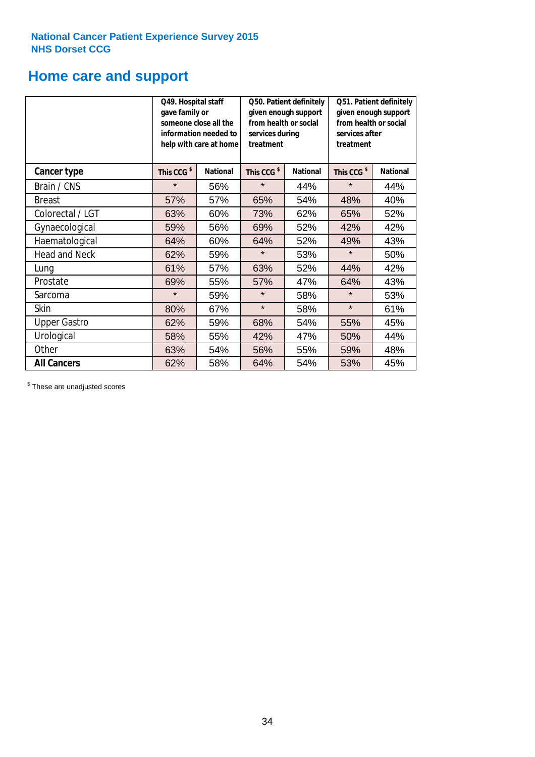National Cancer Patient Experience Survey 2015
NHS Dorset CCG

## Home care and support

| | Q49. Hospital staff gave family or someone close all the information needed to help with care at home | | Q50. Patient definitely given enough support from health or social services during treatment | | Q51. Patient definitely given enough support from health or social services after treatment | |
|---|---|---|---|---|---|---|
| **Cancer type** | This CCG $ | National | This CCG $ | National | This CCG $ | National |
| Brain / CNS | * | 56% | * | 44% | * | 44% |
| Breast | 57% | 57% | 65% | 54% | 48% | 40% |
| Colorectal / LGT | 63% | 60% | 73% | 62% | 65% | 52% |
| Gynaecological | 59% | 56% | 69% | 52% | 42% | 42% |
| Haematological | 64% | 60% | 64% | 52% | 49% | 43% |
| Head and Neck | 62% | 59% | * | 53% | * | 50% |
| Lung | 61% | 57% | 63% | 52% | 44% | 42% |
| Prostate | 69% | 55% | 57% | 47% | 64% | 43% |
| Sarcoma | * | 59% | * | 58% | * | 53% |
| Skin | 80% | 67% | * | 58% | * | 61% |
| Upper Gastro | 62% | 59% | 68% | 54% | 55% | 45% |
| Urological | 58% | 55% | 42% | 47% | 50% | 44% |
| Other | 63% | 54% | 56% | 55% | 59% | 48% |
| **All Cancers** | 62% | 58% | 64% | 54% | 53% | 45% |

$ These are unadjusted scores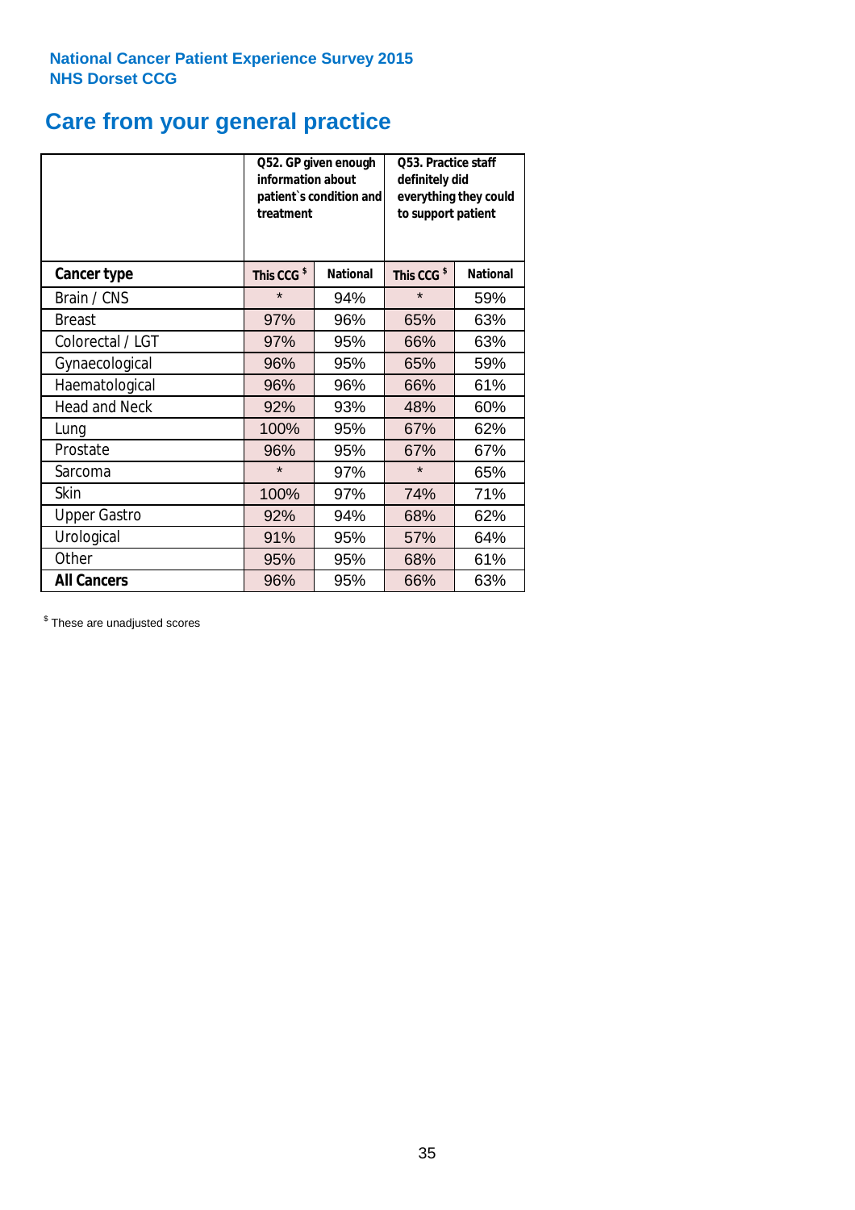**National Cancer Patient Experience Survey 2015**
**NHS Dorset CCG**

# Care from your general practice

| | Q52. GP given enough information about patient`s condition and treatment | | Q53. Practice staff definitely did everything they could to support patient | |
|---|---|---|---|---|
| **Cancer type** | **This CCG $** | **National** | **This CCG $** | **National** |
| Brain / CNS | * | 94% | * | 59% |
| Breast | 97% | 96% | 65% | 63% |
| Colorectal / LGT | 97% | 95% | 66% | 63% |
| Gynaecological | 96% | 95% | 65% | 59% |
| Haematological | 96% | 96% | 66% | 61% |
| Head and Neck | 92% | 93% | 48% | 60% |
| Lung | 100% | 95% | 67% | 62% |
| Prostate | 96% | 95% | 67% | 67% |
| Sarcoma | * | 97% | * | 65% |
| Skin | 100% | 97% | 74% | 71% |
| Upper Gastro | 92% | 94% | 68% | 62% |
| Urological | 91% | 95% | 57% | 64% |
| Other | 95% | 95% | 68% | 61% |
| **All Cancers** | 96% | 95% | 66% | 63% |

$ These are unadjusted scores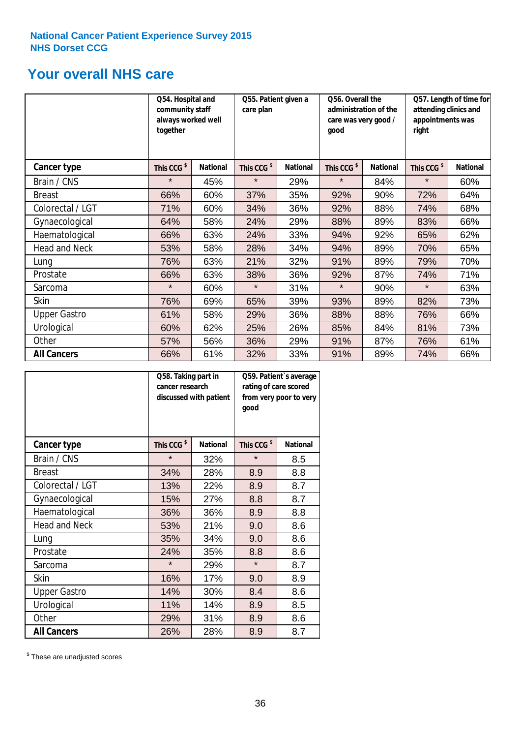National Cancer Patient Experience Survey 2015
NHS Dorset CCG

## Your overall NHS care

| | Q54. Hospital and community staff always worked well together | | Q55. Patient given a care plan | | Q56. Overall the administration of the care was very good / good | | Q57. Length of time for attending clinics and appointments was right | |
|---|---|---|---|---|---|---|---|---|
| **Cancer type** | This CCG $ | National | This CCG $ | National | This CCG $ | National | This CCG $ | National |
| Brain / CNS | * | 45% | * | 29% | * | 84% | * | 60% |
| Breast | 66% | 60% | 37% | 35% | 92% | 90% | 72% | 64% |
| Colorectal / LGT | 71% | 60% | 34% | 36% | 92% | 88% | 74% | 68% |
| Gynaecological | 64% | 58% | 24% | 29% | 88% | 89% | 83% | 66% |
| Haematological | 66% | 63% | 24% | 33% | 94% | 92% | 65% | 62% |
| Head and Neck | 53% | 58% | 28% | 34% | 94% | 89% | 70% | 65% |
| Lung | 76% | 63% | 21% | 32% | 91% | 89% | 79% | 70% |
| Prostate | 66% | 63% | 38% | 36% | 92% | 87% | 74% | 71% |
| Sarcoma | * | 60% | * | 31% | * | 90% | * | 63% |
| Skin | 76% | 69% | 65% | 39% | 93% | 89% | 82% | 73% |
| Upper Gastro | 61% | 58% | 29% | 36% | 88% | 88% | 76% | 66% |
| Urological | 60% | 62% | 25% | 26% | 85% | 84% | 81% | 73% |
| Other | 57% | 56% | 36% | 29% | 91% | 87% | 76% | 61% |
| **All Cancers** | 66% | 61% | 32% | 33% | 91% | 89% | 74% | 66% |

| | Q58. Taking part in cancer research discussed with patient | | Q59. Patient`s average rating of care scored from very poor to very good | |
|---|---|---|---|---|
| **Cancer type** | This CCG $ | National | This CCG $ | National |
| Brain / CNS | * | 32% | * | 8.5 |
| Breast | 34% | 28% | 8.9 | 8.8 |
| Colorectal / LGT | 13% | 22% | 8.9 | 8.7 |
| Gynaecological | 15% | 27% | 8.8 | 8.7 |
| Haematological | 36% | 36% | 8.9 | 8.8 |
| Head and Neck | 53% | 21% | 9.0 | 8.6 |
| Lung | 35% | 34% | 9.0 | 8.6 |
| Prostate | 24% | 35% | 8.8 | 8.6 |
| Sarcoma | * | 29% | * | 8.7 |
| Skin | 16% | 17% | 9.0 | 8.9 |
| Upper Gastro | 14% | 30% | 8.4 | 8.6 |
| Urological | 11% | 14% | 8.9 | 8.5 |
| Other | 29% | 31% | 8.9 | 8.6 |
| **All Cancers** | 26% | 28% | 8.9 | 8.7 |

$ These are unadjusted scores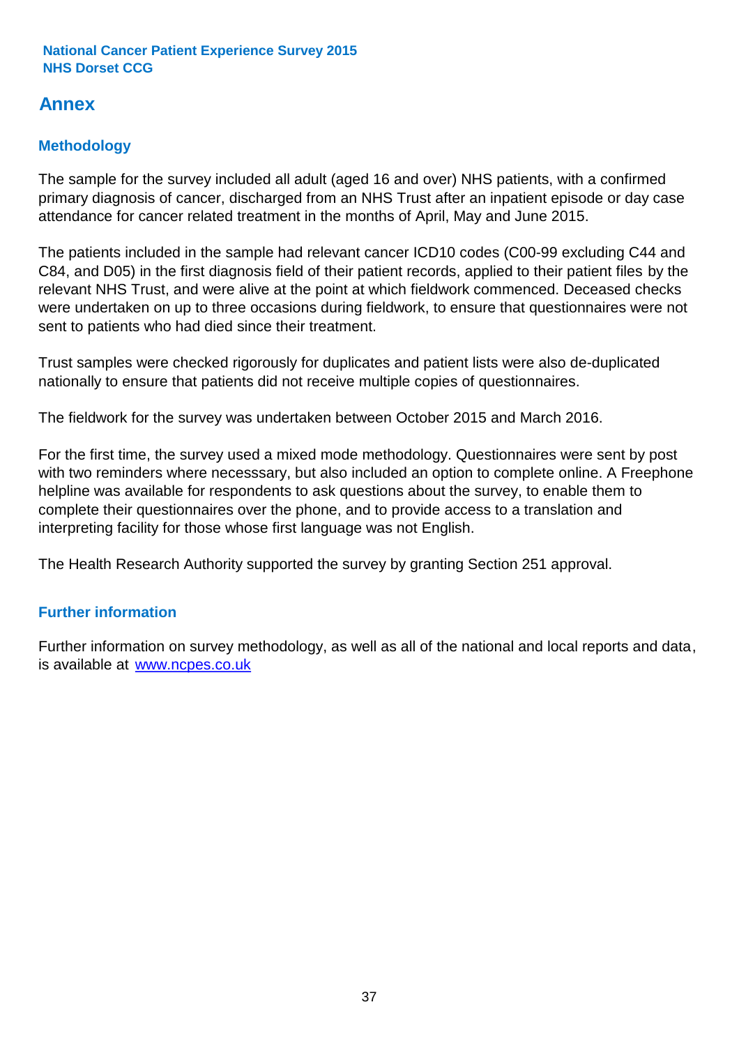## Annex

### Methodology

The sample for the survey included all adult (aged 16 and over) NHS patients, with a confirmed primary diagnosis of cancer, discharged from an NHS Trust after an inpatient episode or day case attendance for cancer related treatment in the months of April, May and June 2015.

The patients included in the sample had relevant cancer ICD10 codes (C00-99 excluding C44 and C84, and D05) in the first diagnosis field of their patient records, applied to their patient files by the relevant NHS Trust, and were alive at the point at which fieldwork commenced. Deceased checks were undertaken on up to three occasions during fieldwork, to ensure that questionnaires were not sent to patients who had died since their treatment.

Trust samples were checked rigorously for duplicates and patient lists were also de-duplicated nationally to ensure that patients did not receive multiple copies of questionnaires.

The fieldwork for the survey was undertaken between October 2015 and March 2016.

For the first time, the survey used a mixed mode methodology. Questionnaires were sent by post with two reminders where necesssary, but also included an option to complete online. A Freephone helpline was available for respondents to ask questions about the survey, to enable them to complete their questionnaires over the phone, and to provide access to a translation and interpreting facility for those whose first language was not English.

The Health Research Authority supported the survey by granting Section 251 approval.

### Further information

Further information on survey methodology, as well as all of the national and local reports and data, is available at [www.ncpes.co.uk](http://www.ncpes.co.uk)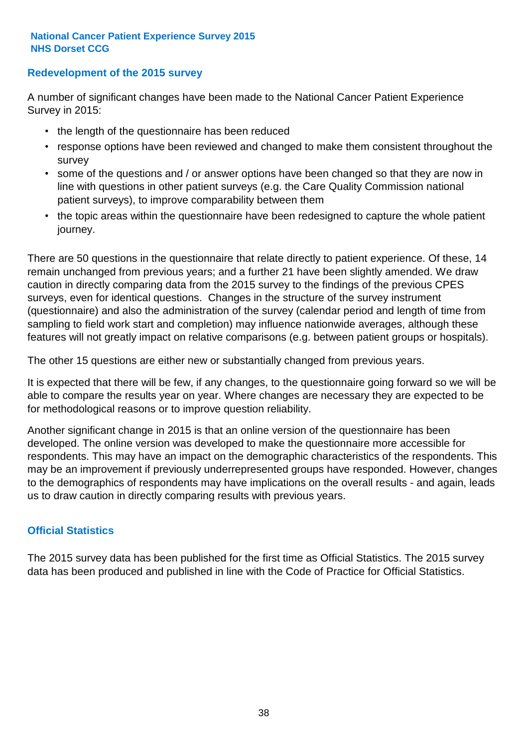## Redevelopment of the 2015 survey

A number of significant changes have been made to the National Cancer Patient Experience Survey in 2015:

- the length of the questionnaire has been reduced
- response options have been reviewed and changed to make them consistent throughout the survey
- some of the questions and / or answer options have been changed so that they are now in line with questions in other patient surveys (e.g. the Care Quality Commission national patient surveys), to improve comparability between them
- the topic areas within the questionnaire have been redesigned to capture the whole patient journey.

There are 50 questions in the questionnaire that relate directly to patient experience. Of these, 14 remain unchanged from previous years; and a further 21 have been slightly amended. We draw caution in directly comparing data from the 2015 survey to the findings of the previous CPES surveys, even for identical questions. Changes in the structure of the survey instrument (questionnaire) and also the administration of the survey (calendar period and length of time from sampling to field work start and completion) may influence nationwide averages, although these features will not greatly impact on relative comparisons (e.g. between patient groups or hospitals).

The other 15 questions are either new or substantially changed from previous years.

It is expected that there will be few, if any changes, to the questionnaire going forward so we will be able to compare the results year on year. Where changes are necessary they are expected to be for methodological reasons or to improve question reliability.

Another significant change in 2015 is that an online version of the questionnaire has been developed. The online version was developed to make the questionnaire more accessible for respondents. This may have an impact on the demographic characteristics of the respondents. This may be an improvement if previously underrepresented groups have responded. However, changes to the demographics of respondents may have implications on the overall results - and again, leads us to draw caution in directly comparing results with previous years.

## Official Statistics

The 2015 survey data has been published for the first time as Official Statistics. The 2015 survey data has been produced and published in line with the Code of Practice for Official Statistics.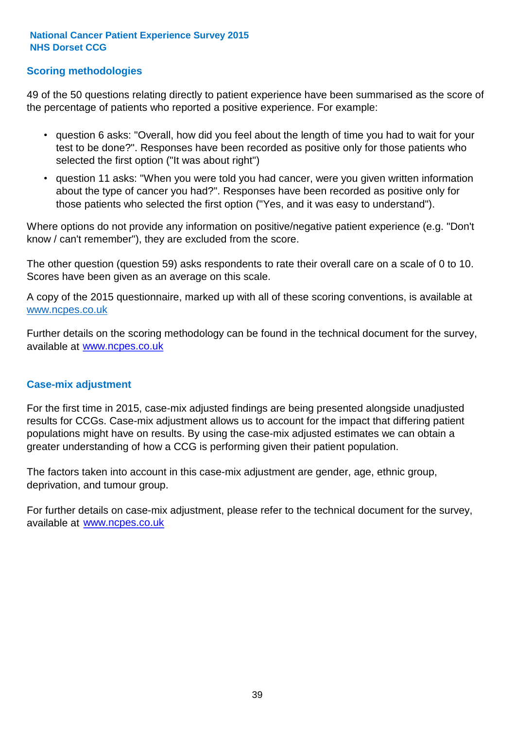## Scoring methodologies

49 of the 50 questions relating directly to patient experience have been summarised as the score of the percentage of patients who reported a positive experience. For example:

- question 6 asks: "Overall, how did you feel about the length of time you had to wait for your test to be done?". Responses have been recorded as positive only for those patients who selected the first option ("It was about right")
- question 11 asks: "When you were told you had cancer, were you given written information about the type of cancer you had?". Responses have been recorded as positive only for those patients who selected the first option ("Yes, and it was easy to understand").

Where options do not provide any information on positive/negative patient experience (e.g. "Don't know / can't remember"), they are excluded from the score.

The other question (question 59) asks respondents to rate their overall care on a scale of 0 to 10. Scores have been given as an average on this scale.

A copy of the 2015 questionnaire, marked up with all of these scoring conventions, is available at www.ncpes.co.uk

Further details on the scoring methodology can be found in the technical document for the survey, available at www.ncpes.co.uk

## Case-mix adjustment

For the first time in 2015, case-mix adjusted findings are being presented alongside unadjusted results for CCGs. Case-mix adjustment allows us to account for the impact that differing patient populations might have on results. By using the case-mix adjusted estimates we can obtain a greater understanding of how a CCG is performing given their patient population.

The factors taken into account in this case-mix adjustment are gender, age, ethnic group, deprivation, and tumour group.

For further details on case-mix adjustment, please refer to the technical document for the survey, available at www.ncpes.co.uk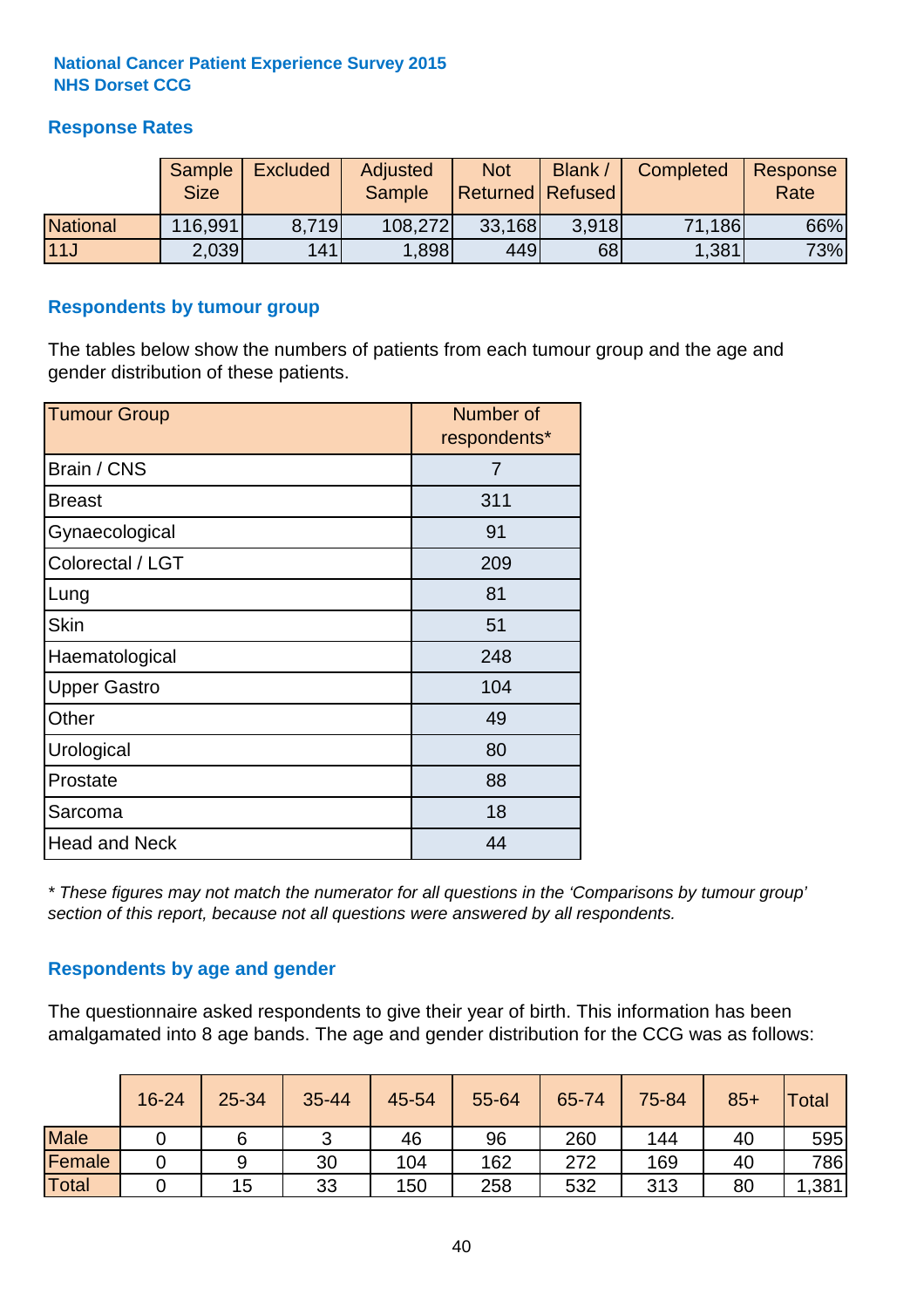**National Cancer Patient Experience Survey 2015**
**NHS Dorset CCG**

## Response Rates

| | Sample Size | Excluded | Adjusted Sample | Not Returned | Blank / Refused | Completed | Response Rate |
|---|---|---|---|---|---|---|---|
| National | 116,991 | 8,719 | 108,272 | 33,168 | 3,918 | 71,186 | 66% |
| 11J | 2,039 | 141 | 1,898 | 449 | 68 | 1,381 | 73% |

## Respondents by tumour group

The tables below show the numbers of patients from each tumour group and the age and gender distribution of these patients.

| Tumour Group | Number of respondents* |
|---|---|
| Brain / CNS | 7 |
| Breast | 311 |
| Gynaecological | 91 |
| Colorectal / LGT | 209 |
| Lung | 81 |
| Skin | 51 |
| Haematological | 248 |
| Upper Gastro | 104 |
| Other | 49 |
| Urological | 80 |
| Prostate | 88 |
| Sarcoma | 18 |
| Head and Neck | 44 |

*\* These figures may not match the numerator for all questions in the 'Comparisons by tumour group' section of this report, because not all questions were answered by all respondents.*

## Respondents by age and gender

The questionnaire asked respondents to give their year of birth. This information has been amalgamated into 8 age bands. The age and gender distribution for the CCG was as follows:

| | 16-24 | 25-34 | 35-44 | 45-54 | 55-64 | 65-74 | 75-84 | 85+ | Total |
|---|---|---|---|---|---|---|---|---|---|
| Male | 0 | 6 | 3 | 46 | 96 | 260 | 144 | 40 | 595 |
| Female | 0 | 9 | 30 | 104 | 162 | 272 | 169 | 40 | 786 |
| Total | 0 | 15 | 33 | 150 | 258 | 532 | 313 | 80 | 1,381 |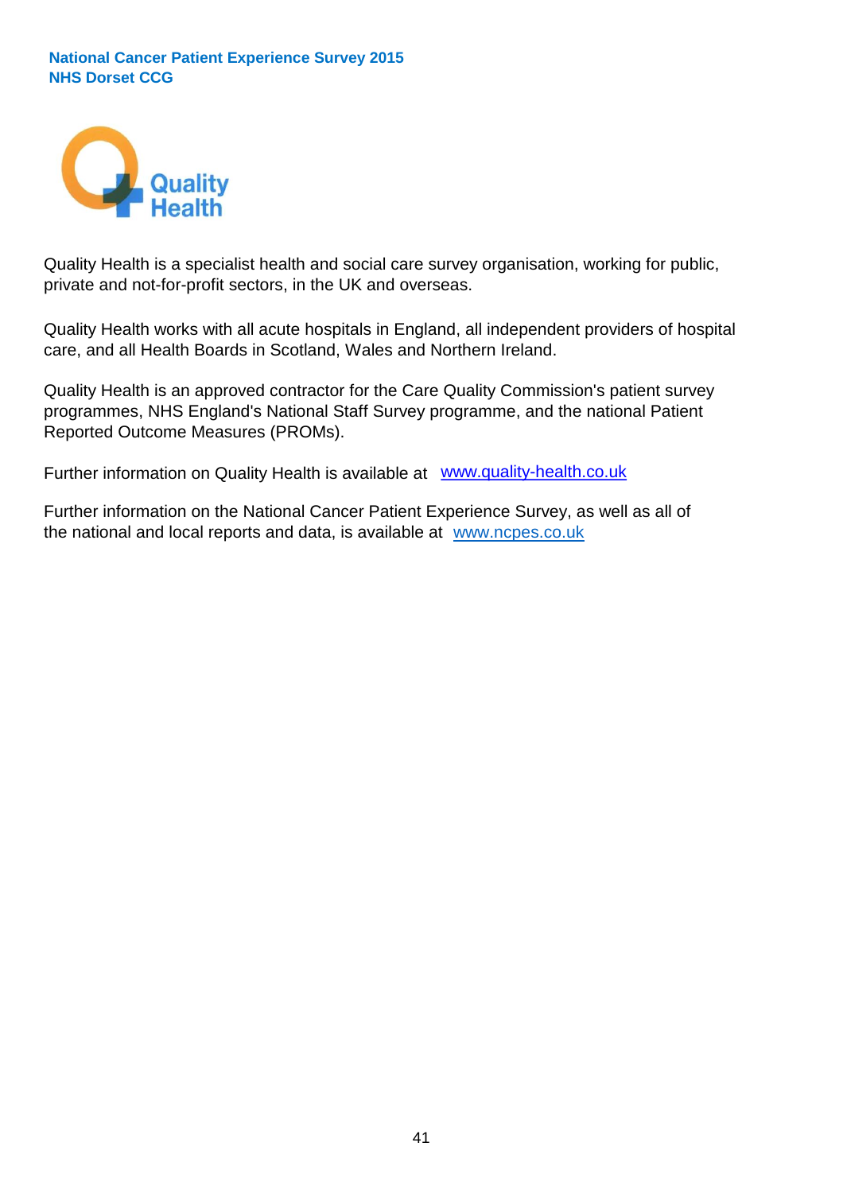Quality Health is a specialist health and social care survey organisation, working for public, private and not-for-profit sectors, in the UK and overseas.

Quality Health works with all acute hospitals in England, all independent providers of hospital care, and all Health Boards in Scotland, Wales and Northern Ireland.

Quality Health is an approved contractor for the Care Quality Commission's patient survey programmes, NHS England's National Staff Survey programme, and the national Patient Reported Outcome Measures (PROMs).

Further information on Quality Health is available at [www.quality-health.co.uk](http://www.quality-health.co.uk)

Further information on the National Cancer Patient Experience Survey, as well as all of the national and local reports and data, is available at [www.ncpes.co.uk](http://www.ncpes.co.uk)